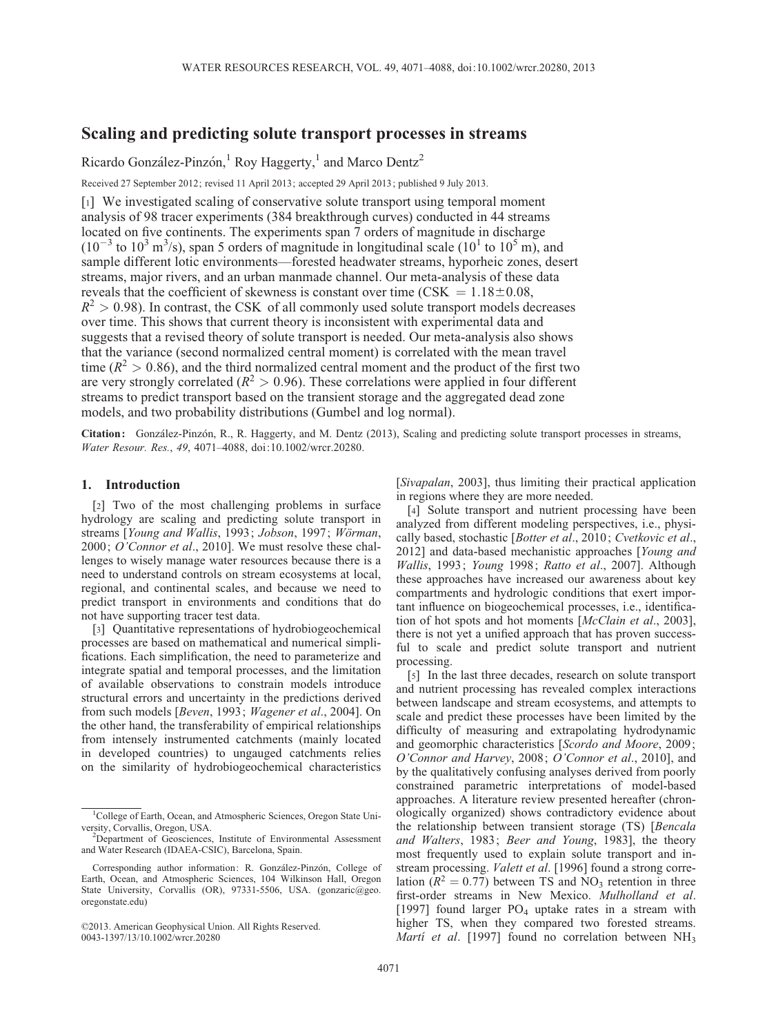# Scaling and predicting solute transport processes in streams

Ricardo González-Pinzón,[1] Roy Haggerty,[1] and Marco Dentz[2]

Received 27 September 2012; revised 11 April 2013; accepted 29 April 2013; published 9 July 2013.

[1] We investigated scaling of conservative solute transport using temporal moment analysis of 98 tracer experiments (384 breakthrough curves) conducted in 44 streams located on five continents. The experiments span 7 orders of magnitude in discharge ($10^{-3}$ to $10^{3}$ m$^3$/s), span 5 orders of magnitude in longitudinal scale ($10^1$ to $10^5$ m), and sample different lotic environments—forested headwater streams, hyporheic zones, desert streams, major rivers, and an urban manmade channel. Our meta-analysis of these data reveals that the coefficient of skewness is constant over time (CSK $= 1.18 \pm 0.08$, $R^2 > 0.98$). In contrast, the CSK of all commonly used solute transport models decreases over time. This shows that current theory is inconsistent with experimental data and suggests that a revised theory of solute transport is needed. Our meta-analysis also shows that the variance (second normalized central moment) is correlated with the mean travel time ($R^2 > 0.86$), and the third normalized central moment and the product of the first two are very strongly correlated ($R^2 > 0.96$). These correlations were applied in four different streams to predict transport based on the transient storage and the aggregated dead zone models, and two probability distributions (Gumbel and log normal).

**Citation:** González-Pinzón, R., R. Haggerty, and M. Dentz (2013), Scaling and predicting solute transport processes in streams, *Water Resour. Res.*, *49*, 4071–4088, doi:10.1002/wrcr.20280.

## 1. Introduction

[2] Two of the most challenging problems in surface hydrology are scaling and predicting solute transport in streams [*Young and Wallis*, 1993; *Jobson*, 1997; *Wörman*, 2000; *O'Connor et al.*, 2010]. We must resolve these challenges to wisely manage water resources because there is a need to understand controls on stream ecosystems at local, regional, and continental scales, and because we need to predict transport in environments and conditions that do not have supporting tracer test data.

[3] Quantitative representations of hydrobiogeochemical processes are based on mathematical and numerical simplifications. Each simplification, the need to parameterize and integrate spatial and temporal processes, and the limitation of available observations to constrain models introduce structural errors and uncertainty in the predictions derived from such models [*Beven*, 1993; *Wagener et al.*, 2004]. On the other hand, the transferability of empirical relationships from intensely instrumented catchments (mainly located in developed countries) to ungauged catchments relies on the similarity of hydrobiogeochemical characteristics [*Sivapalan*, 2003], thus limiting their practical application in regions where they are more needed.

[4] Solute transport and nutrient processing have been analyzed from different modeling perspectives, i.e., physically based, stochastic [*Botter et al.*, 2010; *Cvetkovic et al.*, 2012] and data-based mechanistic approaches [*Young and Wallis*, 1993; *Young* 1998; *Ratto et al.*, 2007]. Although these approaches have increased our awareness about key compartments and hydrologic conditions that exert important influence on biogeochemical processes, i.e., identification of hot spots and hot moments [*McClain et al.*, 2003], there is not yet a unified approach that has proven successful to scale and predict solute transport and nutrient processing.

[5] In the last three decades, research on solute transport and nutrient processing has revealed complex interactions between landscape and stream ecosystems, and attempts to scale and predict these processes have been limited by the difficulty of measuring and extrapolating hydrodynamic and geomorphic characteristics [*Scordo and Moore*, 2009; *O'Connor and Harvey*, 2008; *O'Connor et al.*, 2010], and by the qualitatively confusing analyses derived from poorly constrained parametric interpretations of model-based approaches. A literature review presented hereafter (chronologically organized) shows contradictory evidence about the relationship between transient storage (TS) [*Bencala and Walters*, 1983; *Beer and Young*, 1983], the theory most frequently used to explain solute transport and in-stream processing. *Valett et al.* [1996] found a strong correlation ($R^2 = 0.77$) between TS and $NO_3$ retention in three first-order streams in New Mexico. *Mulholland et al.* [1997] found larger $PO_4$ uptake rates in a stream with higher TS, when they compared two forested streams. *Martí et al.* [1997] found no correlation between $NH_3$

---

[1]College of Earth, Ocean, and Atmospheric Sciences, Oregon State University, Corvallis, Oregon, USA.

[2]Department of Geosciences, Institute of Environmental Assessment and Water Research (IDAEA-CSIC), Barcelona, Spain.

Corresponding author information: R. González-Pinzón, College of Earth, Ocean, and Atmospheric Sciences, 104 Wilkinson Hall, Oregon State University, Corvallis (OR), 97331-5506, USA. (gonzaric@geo.oregonstate.edu)

©2013. American Geophysical Union. All Rights Reserved.
0043-1397/13/10.1002/wrcr.20280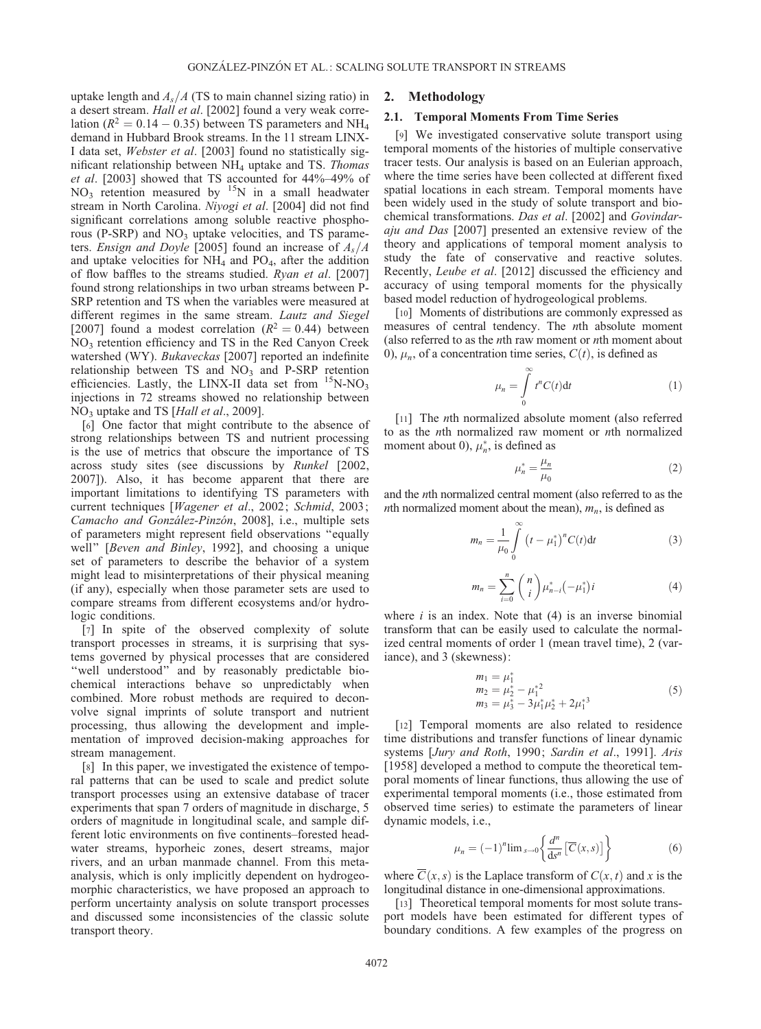uptake length and $A_s/A$ (TS to main channel sizing ratio) in a desert stream. *Hall et al*. [2002] found a very weak correlation ($R^2 = 0.14 - 0.35$) between TS parameters and $NH_4$ demand in Hubbard Brook streams. In the 11 stream LINX-I data set, *Webster et al*. [2003] found no statistically significant relationship between $NH_4$ uptake and TS. *Thomas et al*. [2003] showed that TS accounted for 44%–49% of $NO_3$ retention measured by $^{15}N$ in a small headwater stream in North Carolina. *Niyogi et al*. [2004] did not find significant correlations among soluble reactive phosphorous (P-SRP) and $NO_3$ uptake velocities, and TS parameters. *Ensign and Doyle* [2005] found an increase of $A_s/A$ and uptake velocities for $NH_4$ and $PO_4$, after the addition of flow baffles to the streams studied. *Ryan et al*. [2007] found strong relationships in two urban streams between P-SRP retention and TS when the variables were measured at different regimes in the same stream. *Lautz and Siegel* [2007] found a modest correlation ($R^2 = 0.44$) between $NO_3$ retention efficiency and TS in the Red Canyon Creek watershed (WY). *Bukaveckas* [2007] reported an indefinite relationship between TS and $NO_3$ and P-SRP retention efficiencies. Lastly, the LINX-II data set from $^{15}N$-$NO_3$ injections in 72 streams showed no relationship between $NO_3$ uptake and TS [*Hall et al*., 2009].

[6] One factor that might contribute to the absence of strong relationships between TS and nutrient processing is the use of metrics that obscure the importance of TS across study sites (see discussions by *Runkel* [2002, 2007]). Also, it has become apparent that there are important limitations to identifying TS parameters with current techniques [*Wagener et al*., 2002; *Schmid*, 2003; *Camacho and González-Pinzón*, 2008], i.e., multiple sets of parameters might represent field observations "equally well" [*Beven and Binley*, 1992], and choosing a unique set of parameters to describe the behavior of a system might lead to misinterpretations of their physical meaning (if any), especially when those parameter sets are used to compare streams from different ecosystems and/or hydrologic conditions.

[7] In spite of the observed complexity of solute transport processes in streams, it is surprising that systems governed by physical processes that are considered "well understood" and by reasonably predictable biochemical interactions behave so unpredictably when combined. More robust methods are required to deconvolve signal imprints of solute transport and nutrient processing, thus allowing the development and implementation of improved decision-making approaches for stream management.

[8] In this paper, we investigated the existence of temporal patterns that can be used to scale and predict solute transport processes using an extensive database of tracer experiments that span 7 orders of magnitude in discharge, 5 orders of magnitude in longitudinal scale, and sample different lotic environments on five continents–forested headwater streams, hyporheic zones, desert streams, major rivers, and an urban manmade channel. From this meta-analysis, which is only implicitly dependent on hydrogeomorphic characteristics, we have proposed an approach to perform uncertainty analysis on solute transport processes and discussed some inconsistencies of the classic solute transport theory.

## 2. Methodology

### 2.1. Temporal Moments From Time Series

[9] We investigated conservative solute transport using temporal moments of the histories of multiple conservative tracer tests. Our analysis is based on an Eulerian approach, where the time series have been collected at different fixed spatial locations in each stream. Temporal moments have been widely used in the study of solute transport and biochemical transformations. *Das et al*. [2002] and *Govindaraju and Das* [2007] presented an extensive review of the theory and applications of temporal moment analysis to study the fate of conservative and reactive solutes. Recently, *Leube et al*. [2012] discussed the efficiency and accuracy of using temporal moments for the physically based model reduction of hydrogeological problems.

[10] Moments of distributions are commonly expressed as measures of central tendency. The *n*th absolute moment (also referred to as the *n*th raw moment or *n*th moment about 0), $\mu_n$, of a concentration time series, $C(t)$, is defined as

$$\mu_n = \int_0^\infty t^n C(t)\mathrm{d}t \tag{1}$$

[11] The *n*th normalized absolute moment (also referred to as the *n*th normalized raw moment or *n*th normalized moment about 0), $\mu_n^*$, is defined as

$$\mu_n^* = \frac{\mu_n}{\mu_0} \tag{2}$$

and the *n*th normalized central moment (also referred to as the *n*th normalized moment about the mean), $m_n$, is defined as

$$m_n = \frac{1}{\mu_0}\int_0^\infty \left(t - \mu_1^*\right)^n C(t)\mathrm{d}t \tag{3}$$

$$m_n = \sum_{i=0}^{n} \binom{n}{i} \mu_{n-i}^* \left(-\mu_1^*\right) i \tag{4}$$

where $i$ is an index. Note that (4) is an inverse binomial transform that can be easily used to calculate the normalized central moments of order 1 (mean travel time), 2 (variance), and 3 (skewness):

$$\begin{aligned} m_1 &= \mu_1^* \\ m_2 &= \mu_2^* - \mu_1^{*2} \\ m_3 &= \mu_3^* - 3\mu_1^*\mu_2^* + 2\mu_1^{*3} \end{aligned} \tag{5}$$

[12] Temporal moments are also related to residence time distributions and transfer functions of linear dynamic systems [*Jury and Roth*, 1990; *Sardin et al*., 1991]. *Aris* [1958] developed a method to compute the theoretical temporal moments of linear functions, thus allowing the use of experimental temporal moments (i.e., those estimated from observed time series) to estimate the parameters of linear dynamic models, i.e.,

$$\mu_n = (-1)^n \lim_{s\to 0}\left\{\frac{d^n}{\mathrm{d}s^n}\left[\overline{C}(x,s)\right]\right\} \tag{6}$$

where $\overline{C}(x,s)$ is the Laplace transform of $C(x,t)$ and $x$ is the longitudinal distance in one-dimensional approximations.

[13] Theoretical temporal moments for most solute transport models have been estimated for different types of boundary conditions. A few examples of the progress on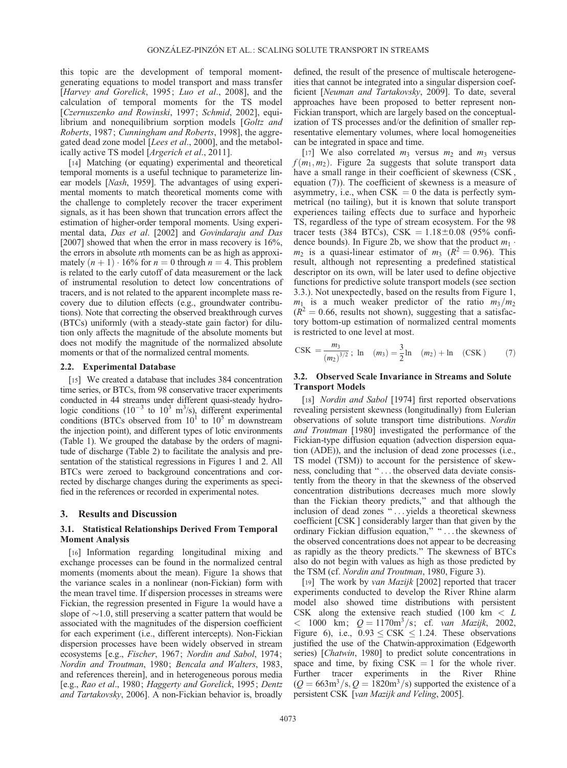this topic are the development of temporal moment-generating equations to model transport and mass transfer [*Harvey and Gorelick*, 1995; *Luo et al*., 2008], and the calculation of temporal moments for the TS model [*Czernuszenko and Rowinski*, 1997; *Schmid*, 2002], equilibrium and nonequilibrium sorption models [*Goltz and Roberts*, 1987; *Cunningham and Roberts*, 1998], the aggregated dead zone model [*Lees et al*., 2000], and the metabolically active TS model [*Argerich et al*., 2011].

[14] Matching (or equating) experimental and theoretical temporal moments is a useful technique to parameterize linear models [*Nash*, 1959]. The advantages of using experimental moments to match theoretical moments come with the challenge to completely recover the tracer experiment signals, as it has been shown that truncation errors affect the estimation of higher-order temporal moments. Using experimental data, *Das et al*. [2002] and *Govindaraju and Das* [2007] showed that when the error in mass recovery is 16%, the errors in absolute $n$th moments can be as high as approximately $(n+1)\cdot 16\%$ for $n = 0$ through $n = 4$. This problem is related to the early cutoff of data measurement or the lack of instrumental resolution to detect low concentrations of tracers, and is not related to the apparent incomplete mass recovery due to dilution effects (e.g., groundwater contributions). Note that correcting the observed breakthrough curves (BTCs) uniformly (with a steady-state gain factor) for dilution only affects the magnitude of the absolute moments but does not modify the magnitude of the normalized absolute moments or that of the normalized central moments.

### 2.2. Experimental Database

[15] We created a database that includes 384 concentration time series, or BTCs, from 98 conservative tracer experiments conducted in 44 streams under different quasi-steady hydrologic conditions ($10^{-3}$ to $10^{3}$ m$^3$/s), different experimental conditions (BTCs observed from $10^1$ to $10^5$ m downstream the injection point), and different types of lotic environments (Table 1). We grouped the database by the orders of magnitude of discharge (Table 2) to facilitate the analysis and presentation of the statistical regressions in Figures 1 and 2. All BTCs were zeroed to background concentrations and corrected by discharge changes during the experiments as specified in the references or recorded in experimental notes.

## 3. Results and Discussion

### 3.1. Statistical Relationships Derived From Temporal Moment Analysis

[16] Information regarding longitudinal mixing and exchange processes can be found in the normalized central moments (moments about the mean). Figure 1a shows that the variance scales in a nonlinear (non-Fickian) form with the mean travel time. If dispersion processes in streams were Fickian, the regression presented in Figure 1a would have a slope of $\sim$1.0, still preserving a scatter pattern that would be associated with the magnitudes of the dispersion coefficient for each experiment (i.e., different intercepts). Non-Fickian dispersion processes have been widely observed in stream ecosystems [e.g., *Fischer*, 1967; *Nordin and Sabol*, 1974; *Nordin and Troutman*, 1980; *Bencala and Walters*, 1983, and references therein], and in heterogeneous porous media [e.g., *Rao et al*., 1980; *Haggerty and Gorelick*, 1995; *Dentz and Tartakovsky*, 2006]. A non-Fickian behavior is, broadly defined, the result of the presence of multiscale heterogeneities that cannot be integrated into a singular dispersion coefficient [*Neuman and Tartakovsky*, 2009]. To date, several approaches have been proposed to better represent non-Fickian transport, which are largely based on the conceptualization of TS processes and/or the definition of smaller representative elementary volumes, where local homogeneities can be integrated in space and time.

[17] We also correlated $m_3$ versus $m_2$ and $m_3$ versus $f(m_1, m_2)$. Figure 2a suggests that solute transport data have a small range in their coefficient of skewness (CSK, equation (7)). The coefficient of skewness is a measure of asymmetry, i.e., when CSK $= 0$ the data is perfectly symmetrical (no tailing), but it is known that solute transport experiences tailing effects due to surface and hyporheic TS, regardless of the type of stream ecosystem. For the 98 tracer tests (384 BTCs), CSK $= 1.18 \pm 0.08$ (95% confidence bounds). In Figure 2b, we show that the product $m_1 \cdot m_2$ is a quasi-linear estimator of $m_3$ ($R^2 = 0.96$). This result, although not representing a predefined statistical descriptor on its own, will be later used to define objective functions for predictive solute transport models (see section 3.3.). Not unexpectedly, based on the results from Figure 1, $m_1$ is a much weaker predictor of the ratio $m_3/m_2$ ($R^2 = 0.66$, results not shown), suggesting that a satisfactory bottom-up estimation of normalized central moments is restricted to one level at most.

$$\text{CSK} = \frac{m_3}{(m_2)^{3/2}}; \ \ln \quad (m_3) = \frac{3}{2}\ln \quad (m_2) + \ln \quad (\text{CSK}) \tag{7}$$

### 3.2. Observed Scale Invariance in Streams and Solute Transport Models

[18] *Nordin and Sabol* [1974] first reported observations revealing persistent skewness (longitudinally) from Eulerian observations of solute transport time distributions. *Nordin and Troutman* [1980] investigated the performance of the Fickian-type diffusion equation (advection dispersion equation (ADE)), and the inclusion of dead zone processes (i.e., TS model (TSM)) to account for the persistence of skewness, concluding that "... the observed data deviate consistently from the theory in that the skewness of the observed concentration distributions decreases much more slowly than the Fickian theory predicts," and that although the inclusion of dead zones "... yields a theoretical skewness coefficient [CSK] considerably larger than that given by the ordinary Fickian diffusion equation," "... the skewness of the observed concentrations does not appear to be decreasing as rapidly as the theory predicts." The skewness of BTCs also do not begin with values as high as those predicted by the TSM (cf. *Nordin and Troutman*, 1980, Figure 3).

[19] The work by *van Mazijk* [2002] reported that tracer experiments conducted to develop the River Rhine alarm model also showed time distributions with persistent CSK along the extensive reach studied (100 km $< L <$ 1000 km; $Q = 1170$m$^3$/s; cf. *van Mazijk*, 2002, Figure 6), i.e., $0.93 \le$ CSK $\le 1.24$. These observations justified the use of the Chatwin-approximation (Edgeworth series) [*Chatwin*, 1980] to predict solute concentrations in space and time, by fixing CSK $= 1$ for the whole river. Further tracer experiments in the River Rhine ($Q = 663$m$^3$/s, $Q = 1820$m$^3$/s) supported the existence of a persistent CSK [*van Mazijk and Veling*, 2005].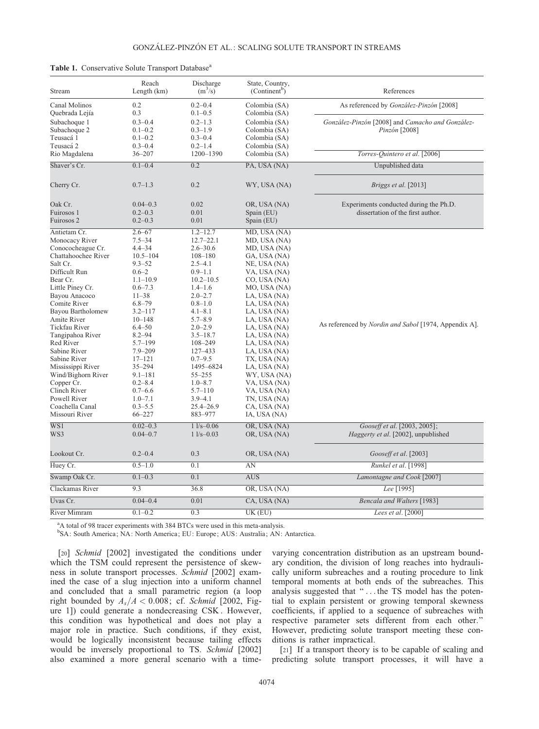**Table 1.** Conservative Solute Transport Database[a]

| Stream | Reach Length (km) | Discharge ($m^3$/s) | State, Country, (Continent[b]) | References |
|---|---|---|---|---|
| Canal Molinos | 0.2 | 0.2–0.4 | Colombia (SA) | As referenced by *González-Pinzón* [2008] |
| Quebrada Lejía | 0.3 | 0.1–0.5 | Colombia (SA) | |
| Subachoque 1 | 0.3–0.4 | 0.2–1.3 | Colombia (SA) | *González-Pinzón* [2008] and *Camacho and González-Pinzón* [2008] |
| Subachoque 2 | 0.1–0.2 | 0.3–1.9 | Colombia (SA) | |
| Teusacá 1 | 0.1–0.2 | 0.3–0.4 | Colombia (SA) | |
| Teusacá 2 | 0.3–0.4 | 0.2–1.4 | Colombia (SA) | |
| Rio Magdalena | 36–207 | 1200–1390 | Colombia (SA) | *Torres-Quintero et al.* [2006] |
| Shaver's Cr. | 0.1–0.4 | 0.2 | PA, USA (NA) | Unpublished data |
| Cherry Cr. | 0.7–1.3 | 0.2 | WY, USA (NA) | *Briggs et al.* [2013] |
| Oak Cr. | 0.04–0.3 | 0.02 | OR, USA (NA) | Experiments conducted during the Ph.D. dissertation of the first author. |
| Fuirosos 1 | 0.2–0.3 | 0.01 | Spain (EU) | |
| Fuirosos 2 | 0.2–0.3 | 0.01 | Spain (EU) | |
| Antietam Cr. | 2.6–67 | 1.2–12.7 | MD, USA (NA) | As referenced by *Nordin and Sabol* [1974, Appendix A]. |
| Monocacy River | 7.5–34 | 12.7–22.1 | MD, USA (NA) | |
| Conococheague Cr. | 4.4–34 | 2.6–30.6 | MD, USA (NA) | |
| Chattahoochee River | 10.5–104 | 108–180 | GA, USA (NA) | |
| Salt Cr. | 9.3–52 | 2.5–4.1 | NE, USA (NA) | |
| Difficult Run | 0.6–2 | 0.9–1.1 | VA, USA (NA) | |
| Bear Cr. | 1.1–10.9 | 10.2–10.5 | CO, USA (NA) | |
| Little Piney Cr. | 0.6–7.3 | 1.4–1.6 | MO, USA (NA) | |
| Bayou Anacoco | 11–38 | 2.0–2.7 | LA, USA (NA) | |
| Comite River | 6.8–79 | 0.8–1.0 | LA, USA (NA) | |
| Bayou Bartholomew | 3.2–117 | 4.1–8.1 | LA, USA (NA) | |
| Amite River | 10–148 | 5.7–8.9 | LA, USA (NA) | |
| Tickfau River | 6.4–50 | 2.0–2.9 | LA, USA (NA) | |
| Tangipahoa River | 8.2–94 | 3.5–18.7 | LA, USA (NA) | |
| Red River | 5.7–199 | 108–249 | LA, USA (NA) | |
| Sabine River | 7.9–209 | 127–433 | LA, USA (NA) | |
| Sabine River | 17–121 | 0.7–9.5 | TX, USA (NA) | |
| Mississippi River | 35–294 | 1495–6824 | LA, USA (NA) | |
| Wind/Bighorn River | 9.1–181 | 55–255 | WY, USA (NA) | |
| Copper Cr. | 0.2–8.4 | 1.0–8.7 | VA, USA (NA) | |
| Clinch River | 0.7–6.6 | 5.7–110 | VA, USA (NA) | |
| Powell River | 1.0–7.1 | 3.9–4.1 | TN, USA (NA) | |
| Coachella Canal | 0.3–5.5 | 25.4–26.9 | CA, USA (NA) | |
| Missouri River | 66–227 | 883–977 | IA, USA (NA) | |
| WS1 | 0.02–0.3 | 1 l/s–0.06 | OR, USA (NA) | *Gooseff et al.* [2003, 2005]; *Haggerty et al.* [2002], unpublished |
| WS3 | 0.04–0.7 | 1 l/s–0.03 | OR, USA (NA) | |
| Lookout Cr. | 0.2–0.4 | 0.3 | OR, USA (NA) | *Gooseff et al.* [2003] |
| Huey Cr. | 0.5–1.0 | 0.1 | AN | *Runkel et al.* [1998] |
| Swamp Oak Cr. | 0.1–0.3 | 0.1 | AUS | *Lamontagne and Cook* [2007] |
| Clackamas River | 9.3 | 36.8 | OR, USA (NA) | *Lee* [1995] |
| Uvas Cr. | 0.04–0.4 | 0.01 | CA, USA (NA) | *Bencala and Walters* [1983] |
| River Mimram | 0.1–0.2 | 0.3 | UK (EU) | *Lees et al.* [2000] |

[a]A total of 98 tracer experiments with 384 BTCs were used in this meta-analysis.
[b]SA: South America; NA: North America; EU: Europe; AUS: Australia; AN: Antarctica.

[20] *Schmid* [2002] investigated the conditions under which the TSM could represent the persistence of skewness in solute transport processes. *Schmid* [2002] examined the case of a slug injection into a uniform channel and concluded that a small parametric region (a loop right bounded by $A_s/A < 0.008$; cf. *Schmid* [2002, Figure 1]) could generate a nondecreasing CSK. However, this condition was hypothetical and does not play a major role in practice. Such conditions, if they exist, would be logically inconsistent because tailing effects would be inversely proportional to TS. *Schmid* [2002] also examined a more general scenario with a time-varying concentration distribution as an upstream boundary condition, the division of long reaches into hydraulically uniform subreaches and a routing procedure to link temporal moments at both ends of the subreaches. This analysis suggested that "…the TS model has the potential to explain persistent or growing temporal skewness coefficients, if applied to a sequence of subreaches with respective parameter sets different from each other." However, predicting solute transport meeting these conditions is rather impractical.

[21] If a transport theory is to be capable of scaling and predicting solute transport processes, it will have a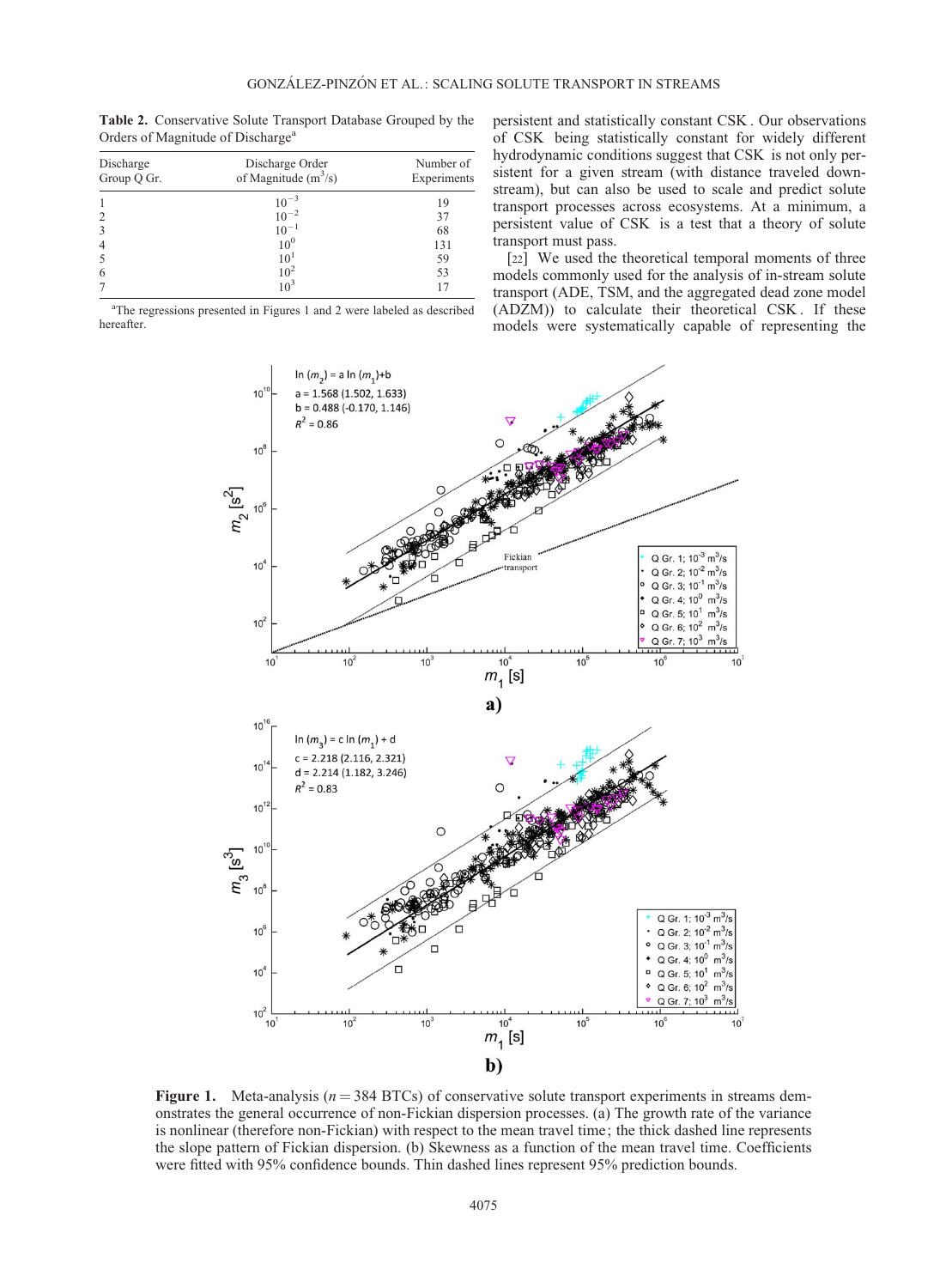**Table 2.** Conservative Solute Transport Database Grouped by the Orders of Magnitude of Discharge[a]

| Discharge Group Q Gr. | Discharge Order of Magnitude ($m^3$/s) | Number of Experiments |
|---|---|---|
| 1 | $10^{-3}$ | 19 |
| 2 | $10^{-2}$ | 37 |
| 3 | $10^{-1}$ | 68 |
| 4 | $10^{0}$ | 131 |
| 5 | $10^{1}$ | 59 |
| 6 | $10^{2}$ | 53 |
| 7 | $10^{3}$ | 17 |

[a]The regressions presented in Figures 1 and 2 were labeled as described hereafter.

persistent and statistically constant CSK. Our observations of CSK being statistically constant for widely different hydrodynamic conditions suggest that CSK is not only persistent for a given stream (with distance traveled downstream), but can also be used to scale and predict solute transport processes across ecosystems. At a minimum, a persistent value of CSK is a test that a theory of solute transport must pass.

[22] We used the theoretical temporal moments of three models commonly used for the analysis of in-stream solute transport (ADE, TSM, and the aggregated dead zone model (ADZM)) to calculate their theoretical CSK. If these models were systematically capable of representing the

**Figure 1.** Meta-analysis ($n = 384$ BTCs) of conservative solute transport experiments in streams demonstrates the general occurrence of non-Fickian dispersion processes. (a) The growth rate of the variance is nonlinear (therefore non-Fickian) with respect to the mean travel time; the thick dashed line represents the slope pattern of Fickian dispersion. (b) Skewness as a function of the mean travel time. Coefficients were fitted with 95% confidence bounds. Thin dashed lines represent 95% prediction bounds.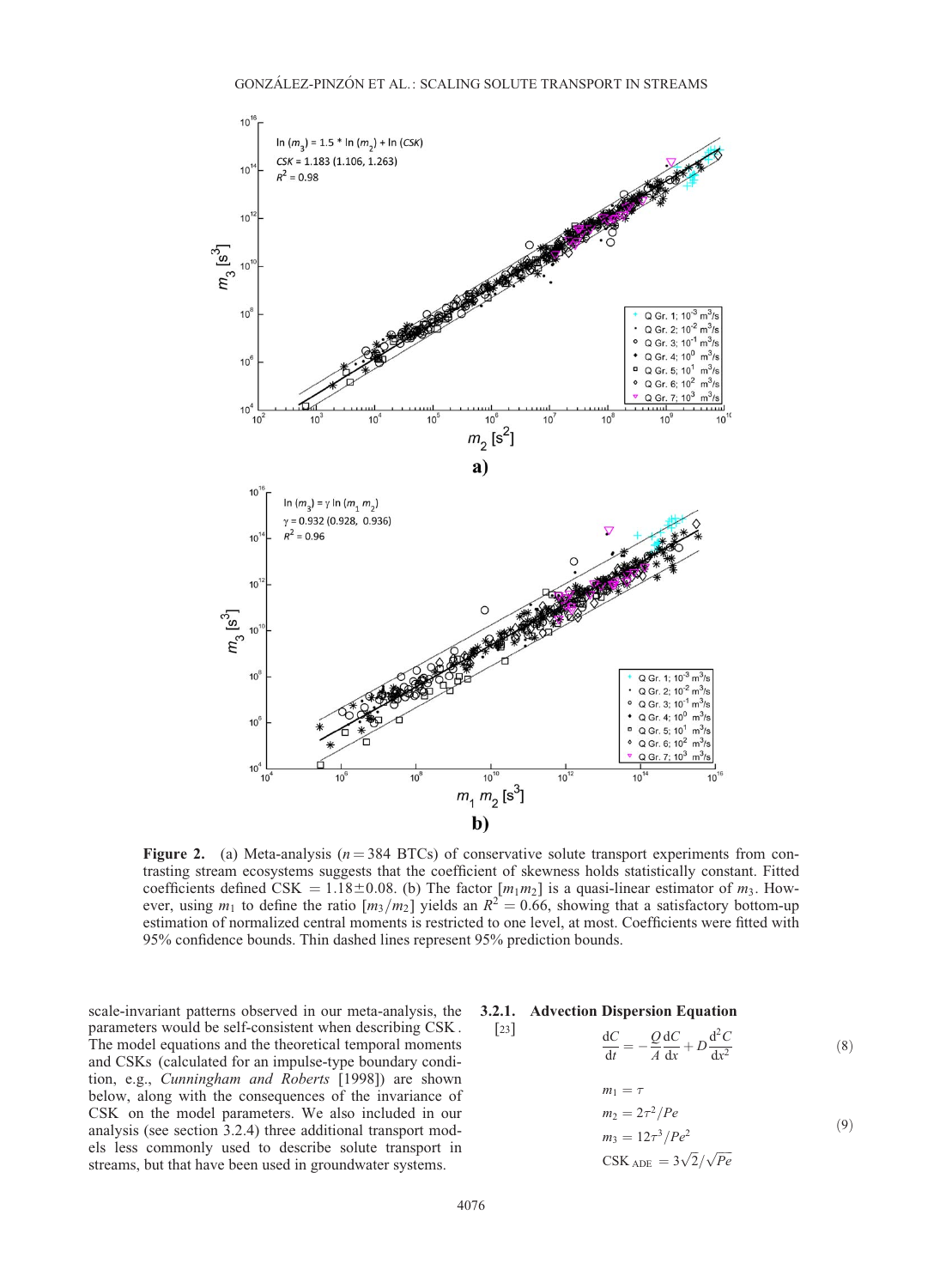**Figure 2.** (a) Meta-analysis ($n = 384$ BTCs) of conservative solute transport experiments from contrasting stream ecosystems suggests that the coefficient of skewness holds statistically constant. Fitted coefficients defined CSK $= 1.18 \pm 0.08$. (b) The factor $[m_1 m_2]$ is a quasi-linear estimator of $m_3$. However, using $m_1$ to define the ratio $[m_3/m_2]$ yields an $R^2 = 0.66$, showing that a satisfactory bottom-up estimation of normalized central moments is restricted to one level, at most. Coefficients were fitted with 95% confidence bounds. Thin dashed lines represent 95% prediction bounds.

scale-invariant patterns observed in our meta-analysis, the parameters would be self-consistent when describing CSK. The model equations and the theoretical temporal moments and CSKs (calculated for an impulse-type boundary condition, e.g., *Cunningham and Roberts* [1998]) are shown below, along with the consequences of the invariance of CSK on the model parameters. We also included in our analysis (see section 3.2.4) three additional transport models less commonly used to describe solute transport in streams, but that have been used in groundwater systems.

#### 3.2.1. Advection Dispersion Equation

[23]

$$\frac{dC}{dt} = -\frac{Q}{A}\frac{dC}{dx} + D\frac{d^2C}{dx^2} \tag{8}$$

$$\begin{aligned} m_1 &= \tau \\ m_2 &= 2\tau^2/Pe \\ m_3 &= 12\tau^3/Pe^2 \\ \text{CSK}_{\text{ADE}} &= 3\sqrt{2}/\sqrt{Pe} \end{aligned} \tag{9}$$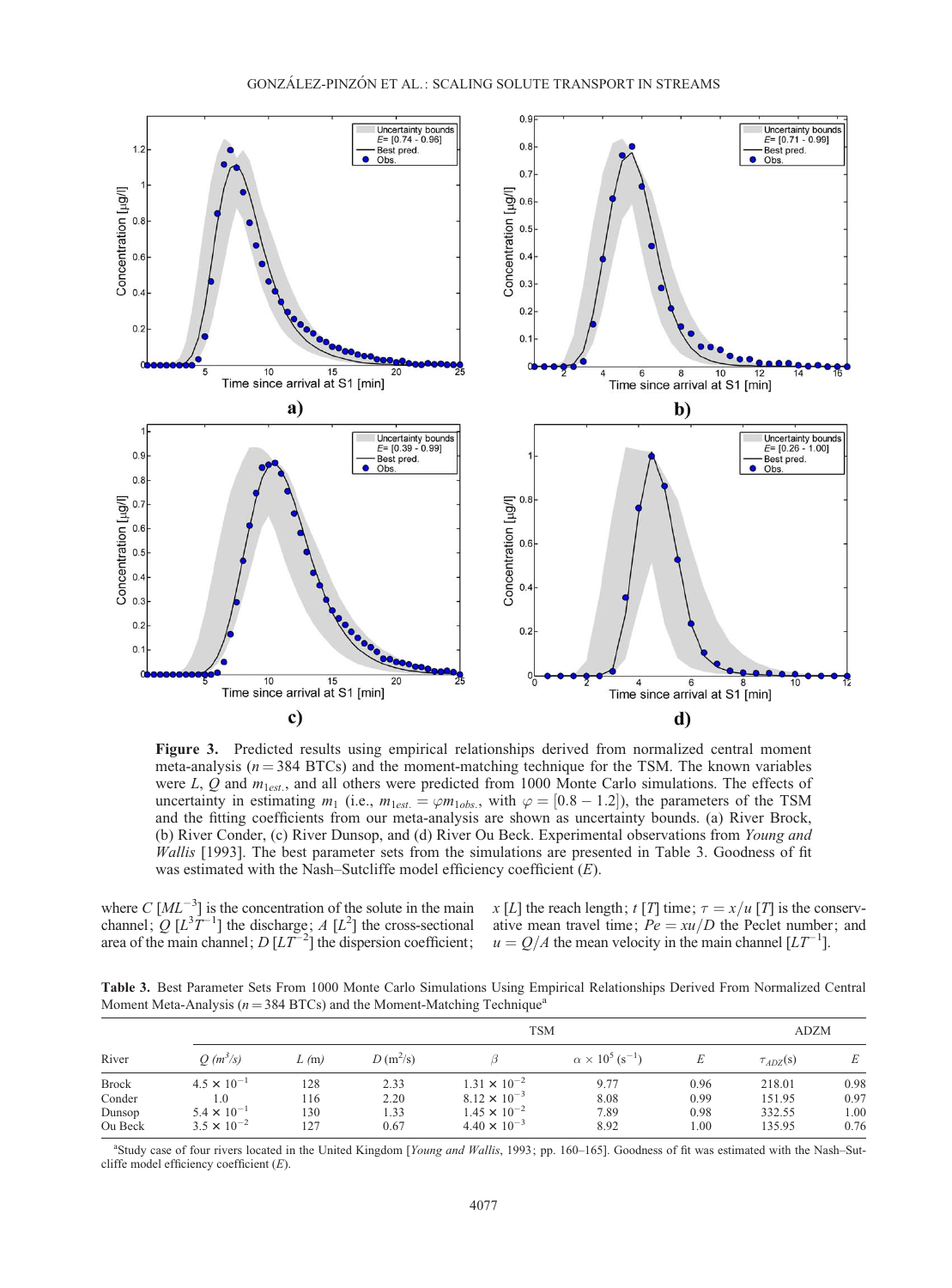**Figure 3.** Predicted results using empirical relationships derived from normalized central moment meta-analysis ($n = 384$ BTCs) and the moment-matching technique for the TSM. The known variables were $L$, $Q$ and $m_{1est.}$, and all others were predicted from 1000 Monte Carlo simulations. The effects of uncertainty in estimating $m_1$ (i.e., $m_{1est.} = \varphi m_{1obs.}$, with $\varphi = [0.8 - 1.2]$), the parameters of the TSM and the fitting coefficients from our meta-analysis are shown as uncertainty bounds. (a) River Brock, (b) River Conder, (c) River Dunsop, and (d) River Ou Beck. Experimental observations from *Young and Wallis* [1993]. The best parameter sets from the simulations are presented in Table 3. Goodness of fit was estimated with the Nash–Sutcliffe model efficiency coefficient ($E$).

where $C$ $[ML^{-3}]$ is the concentration of the solute in the main channel; $Q$ $[L^3T^{-1}]$ the discharge; $A$ $[L^2]$ the cross-sectional area of the main channel; $D$ $[LT^{-2}]$ the dispersion coefficient; $x$ $[L]$ the reach length; $t$ $[T]$ time; $\tau = x/u$ $[T]$ is the conservative mean travel time; $Pe = xu/D$ the Peclet number; and $u = Q/A$ the mean velocity in the main channel $[LT^{-1}]$.

**Table 3.** Best Parameter Sets From 1000 Monte Carlo Simulations Using Empirical Relationships Derived From Normalized Central Moment Meta-Analysis ($n = 384$ BTCs) and the Moment-Matching Technique[a]

| | TSM | | | | | | ADZM | |
|---|---|---|---|---|---|---|---|---|
| River | $Q$ ($m^3/s$) | $L$ (m) | $D$ ($m^2/s$) | $\beta$ | $\alpha \times 10^5$ ($s^{-1}$) | $E$ | $\tau_{ADZ}$(s) | $E$ |
| Brock | $4.5 \times 10^{-1}$ | 128 | 2.33 | $1.31 \times 10^{-2}$ | 9.77 | 0.96 | 218.01 | 0.98 |
| Conder | 1.0 | 116 | 2.20 | $8.12 \times 10^{-3}$ | 8.08 | 0.99 | 151.95 | 0.97 |
| Dunsop | $5.4 \times 10^{-1}$ | 130 | 1.33 | $1.45 \times 10^{-2}$ | 7.89 | 0.98 | 332.55 | 1.00 |
| Ou Beck | $3.5 \times 10^{-2}$ | 127 | 0.67 | $4.40 \times 10^{-3}$ | 8.92 | 1.00 | 135.95 | 0.76 |

[a]Study case of four rivers located in the United Kingdom [*Young and Wallis*, 1993; pp. 160–165]. Goodness of fit was estimated with the Nash–Sutcliffe model efficiency coefficient ($E$).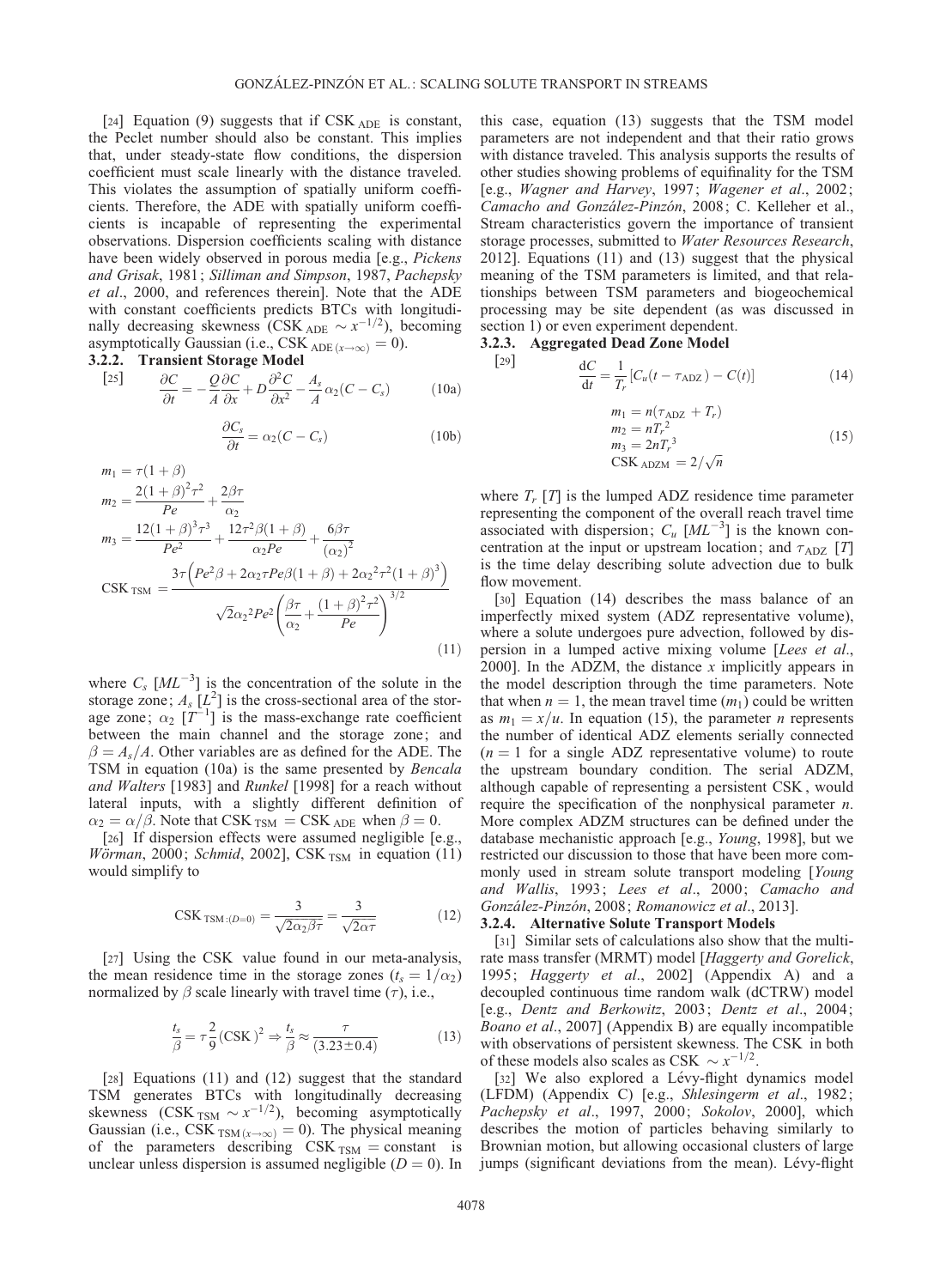[24] Equation (9) suggests that if $\text{CSK}_{\text{ADE}}$ is constant, the Peclet number should also be constant. This implies that, under steady-state flow conditions, the dispersion coefficient must scale linearly with the distance traveled. This violates the assumption of spatially uniform coefficients. Therefore, the ADE with spatially uniform coefficients is incapable of representing the experimental observations. Dispersion coefficients scaling with distance have been widely observed in porous media [e.g., *Pickens and Grisak*, 1981; *Silliman and Simpson*, 1987, *Pachepsky et al.*, 2000, and references therein]. Note that the ADE with constant coefficients predicts BTCs with longitudinally decreasing skewness ($\text{CSK}_{\text{ADE}} \sim x^{-1/2}$), becoming asymptotically Gaussian (i.e., $\text{CSK}_{\text{ADE}\,(x\to\infty)} = 0$).

### 3.2.2. Transient Storage Model

[25]
$$\frac{\partial C}{\partial t} = -\frac{Q}{A}\frac{\partial C}{\partial x} + D\frac{\partial^2 C}{\partial x^2} - \frac{A_s}{A}\alpha_2 (C - C_s) \tag{10a}$$

$$\frac{\partial C_s}{\partial t} = \alpha_2 (C - C_s) \tag{10b}$$

$$\begin{aligned}
m_1 &= \tau(1+\beta) \\
m_2 &= \frac{2(1+\beta)^2\tau^2}{Pe} + \frac{2\beta\tau}{\alpha_2} \\
m_3 &= \frac{12(1+\beta)^3\tau^3}{Pe^2} + \frac{12\tau^2\beta(1+\beta)}{\alpha_2 Pe} + \frac{6\beta\tau}{(\alpha_2)^2} \\
\text{CSK}_{\text{TSM}} &= \frac{3\tau\left(Pe^2\beta + 2\alpha_2\tau Pe\beta(1+\beta) + 2\alpha_2{}^2\tau^2(1+\beta)^3\right)}{\sqrt{2}\alpha_2{}^2 Pe^2\left(\dfrac{\beta\tau}{\alpha_2} + \dfrac{(1+\beta)^2\tau^2}{Pe}\right)^{3/2}}
\end{aligned} \tag{11}$$

where $C_s$ $[ML^{-3}]$ is the concentration of the solute in the storage zone; $A_s$ $[L^2]$ is the cross-sectional area of the storage zone; $\alpha_2$ $[T^{-1}]$ is the mass-exchange rate coefficient between the main channel and the storage zone; and $\beta = A_s/A$. Other variables are as defined for the ADE. The TSM in equation (10a) is the same presented by *Bencala and Walters* [1983] and *Runkel* [1998] for a reach without lateral inputs, with a slightly different definition of $\alpha_2 = \alpha/\beta$. Note that $\text{CSK}_{\text{TSM}} = \text{CSK}_{\text{ADE}}$ when $\beta = 0$.

[26] If dispersion effects were assumed negligible [e.g., *Wörman*, 2000; *Schmid*, 2002], $\text{CSK}_{\text{TSM}}$ in equation (11) would simplify to

$$\text{CSK}_{\text{TSM}:(D=0)} = \frac{3}{\sqrt{2\alpha_2\beta\tau}} = \frac{3}{\sqrt{2\alpha\tau}} \tag{12}$$

[27] Using the CSK value found in our meta-analysis, the mean residence time in the storage zones ($t_s = 1/\alpha_2$) normalized by $\beta$ scale linearly with travel time ($\tau$), i.e.,

$$\frac{t_s}{\beta} = \tau\frac{2}{9}(\text{CSK})^2 \Rightarrow \frac{t_s}{\beta} \approx \frac{\tau}{(3.23 \pm 0.4)} \tag{13}$$

[28] Equations (11) and (12) suggest that the standard TSM generates BTCs with longitudinally decreasing skewness ($\text{CSK}_{\text{TSM}} \sim x^{-1/2}$), becoming asymptotically Gaussian (i.e., $\text{CSK}_{\text{TSM}\,(x\to\infty)} = 0$). The physical meaning of the parameters describing $\text{CSK}_{\text{TSM}} = \text{constant}$ is unclear unless dispersion is assumed negligible ($D = 0$). In this case, equation (13) suggests that the TSM model parameters are not independent and that their ratio grows with distance traveled. This analysis supports the results of other studies showing problems of equifinality for the TSM [e.g., *Wagner and Harvey*, 1997; *Wagener et al.*, 2002; *Camacho and González-Pinzón*, 2008; C. Kelleher et al., Stream characteristics govern the importance of transient storage processes, submitted to *Water Resources Research*, 2012]. Equations (11) and (13) suggest that the physical meaning of the TSM parameters is limited, and that relationships between TSM parameters and biogeochemical processing may be site dependent (as was discussed in section 1) or even experiment dependent.

### 3.2.3. Aggregated Dead Zone Model

[29]
$$\frac{dC}{dt} = \frac{1}{T_r}\left[C_u(t - \tau_{\text{ADZ}}) - C(t)\right] \tag{14}$$

$$\begin{aligned}
m_1 &= n(\tau_{\text{ADZ}} + T_r) \\
m_2 &= nT_r{}^2 \\
m_3 &= 2nT_r{}^3 \\
\text{CSK}_{\text{ADZM}} &= 2/\sqrt{n}
\end{aligned} \tag{15}$$

where $T_r$ $[T]$ is the lumped ADZ residence time parameter representing the component of the overall reach travel time associated with dispersion; $C_u$ $[ML^{-3}]$ is the known concentration at the input or upstream location; and $\tau_{\text{ADZ}}$ $[T]$ is the time delay describing solute advection due to bulk flow movement.

[30] Equation (14) describes the mass balance of an imperfectly mixed system (ADZ representative volume), where a solute undergoes pure advection, followed by dispersion in a lumped active mixing volume [*Lees et al.*, 2000]. In the ADZM, the distance $x$ implicitly appears in the model description through the time parameters. Note that when $n = 1$, the mean travel time ($m_1$) could be written as $m_1 = x/u$. In equation (15), the parameter $n$ represents the number of identical ADZ elements serially connected ($n = 1$ for a single ADZ representative volume) to route the upstream boundary condition. The serial ADZM, although capable of representing a persistent CSK, would require the specification of the nonphysical parameter $n$. More complex ADZM structures can be defined under the database mechanistic approach [e.g., *Young*, 1998], but we restricted our discussion to those that have been more commonly used in stream solute transport modeling [*Young and Wallis*, 1993; *Lees et al.*, 2000; *Camacho and González-Pinzón*, 2008; *Romanowicz et al.*, 2013].

### 3.2.4. Alternative Solute Transport Models

[31] Similar sets of calculations also show that the multirate mass transfer (MRMT) model [*Haggerty and Gorelick*, 1995; *Haggerty et al.*, 2002] (Appendix A) and a decoupled continuous time random walk (dCTRW) model [e.g., *Dentz and Berkowitz*, 2003; *Dentz et al.*, 2004; *Boano et al.*, 2007] (Appendix B) are equally incompatible with observations of persistent skewness. The CSK in both of these models also scales as $\text{CSK} \sim x^{-1/2}$.

[32] We also explored a Lévy-flight dynamics model (LFDM) (Appendix C) [e.g., *Shlesingerm et al.*, 1982; *Pachepsky et al.*, 1997, 2000; *Sokolov*, 2000], which describes the motion of particles behaving similarly to Brownian motion, but allowing occasional clusters of large jumps (significant deviations from the mean). Lévy-flight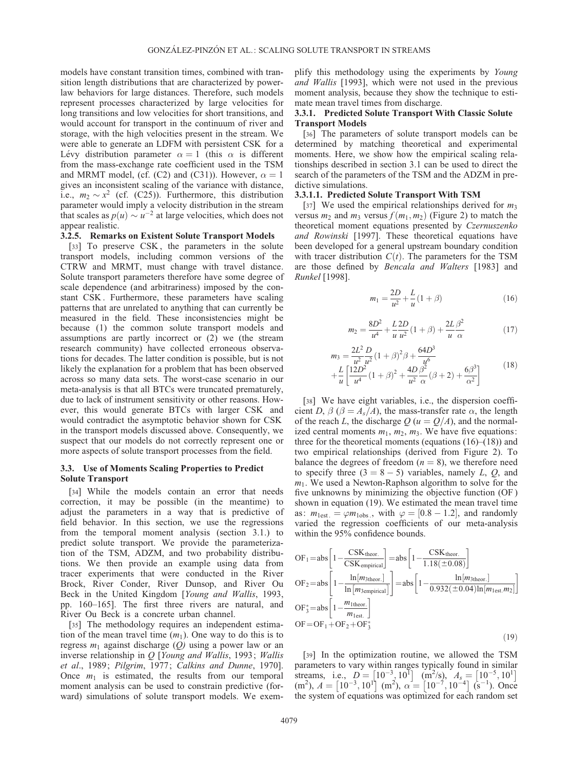models have constant transition times, combined with transition length distributions that are characterized by power-law behaviors for large distances. Therefore, such models represent processes characterized by large velocities for long transitions and low velocities for short transitions, and would account for transport in the continuum of river and storage, with the high velocities present in the stream. We were able to generate an LDFM with persistent CSK for a Lévy distribution parameter $\alpha = 1$ (this $\alpha$ is different from the mass-exchange rate coefficient used in the TSM and MRMT model, (cf. (C2) and (C31)). However, $\alpha = 1$ gives an inconsistent scaling of the variance with distance, i.e., $m_2 \sim x^2$ (cf. (C25)). Furthermore, this distribution parameter would imply a velocity distribution in the stream that scales as $p(u) \sim u^{-2}$ at large velocities, which does not appear realistic.

#### 3.2.5. Remarks on Existent Solute Transport Models

[33] To preserve CSK, the parameters in the solute transport models, including common versions of the CTRW and MRMT, must change with travel distance. Solute transport parameters therefore have some degree of scale dependence (and arbitrariness) imposed by the constant CSK. Furthermore, these parameters have scaling patterns that are unrelated to anything that can currently be measured in the field. These inconsistencies might be because (1) the common solute transport models and assumptions are partly incorrect or (2) we (the stream research community) have collected erroneous observations for decades. The latter condition is possible, but is not likely the explanation for a problem that has been observed across so many data sets. The worst-case scenario in our meta-analysis is that all BTCs were truncated prematurely, due to lack of instrument sensitivity or other reasons. However, this would generate BTCs with larger CSK and would contradict the asymptotic behavior shown for CSK in the transport models discussed above. Consequently, we suspect that our models do not correctly represent one or more aspects of solute transport processes from the field.

### 3.3. Use of Moments Scaling Properties to Predict Solute Transport

[34] While the models contain an error that needs correction, it may be possible (in the meantime) to adjust the parameters in a way that is predictive of field behavior. In this section, we use the regressions from the temporal moment analysis (section 3.1.) to predict solute transport. We provide the parameterization of the TSM, ADZM, and two probability distributions. We then provide an example using data from tracer experiments that were conducted in the River Brock, River Conder, River Dunsop, and River Ou Beck in the United Kingdom [*Young and Wallis*, 1993, pp. 160–165]. The first three rivers are natural, and River Ou Beck is a concrete urban channel.

[35] The methodology requires an independent estimation of the mean travel time ($m_1$). One way to do this is to regress $m_1$ against discharge ($Q$) using a power law or an inverse relationship in $Q$ [*Young and Wallis*, 1993; *Wallis et al.*, 1989; *Pilgrim*, 1977; *Calkins and Dunne*, 1970]. Once $m_1$ is estimated, the results from our temporal moment analysis can be used to constrain predictive (forward) simulations of solute transport models. We exemplify this methodology using the experiments by *Young and Wallis* [1993], which were not used in the previous moment analysis, because they show the technique to estimate mean travel times from discharge.

#### 3.3.1. Predicted Solute Transport With Classic Solute Transport Models

[36] The parameters of solute transport models can be determined by matching theoretical and experimental moments. Here, we show how the empirical scaling relationships described in section 3.1 can be used to direct the search of the parameters of the TSM and the ADZM in predictive simulations.

##### 3.3.1.1. Predicted Solute Transport With TSM

[37] We used the empirical relationships derived for $m_3$ versus $m_2$ and $m_3$ versus $f(m_1, m_2)$ (Figure 2) to match the theoretical moment equations presented by *Czernuszenko and Rowinski* [1997]. These theoretical equations have been developed for a general upstream boundary condition with tracer distribution $C(t)$. The parameters for the TSM are those defined by *Bencala and Walters* [1983] and *Runkel* [1998].

$$m_1 = \frac{2D}{u^2} + \frac{L}{u}(1+\beta) \tag{16}$$

$$m_2 = \frac{8D^2}{u^4} + \frac{L}{u}\frac{2D}{u^2}(1+\beta) + \frac{2L}{u}\frac{\beta^2}{\alpha} \tag{17}$$

$$m_3 = \frac{2L^2}{u^2}\frac{D}{u^2}(1+\beta)^2\beta + \frac{64D^3}{u^6} + \frac{L}{u}\left[\frac{12D^2}{u^4}(1+\beta)^2 + \frac{4D}{u^2}\frac{\beta^2}{\alpha}(\beta+2) + \frac{6\beta^3}{\alpha^2}\right] \tag{18}$$

[38] We have eight variables, i.e., the dispersion coefficient $D$, $\beta$ ($\beta = A_s/A$), the mass-transfer rate $\alpha$, the length of the reach $L$, the discharge $Q$ ($u = Q/A$), and the normalized central moments $m_1$, $m_2$, $m_3$. We have five equations: three for the theoretical moments (equations (16)–(18)) and two empirical relationships (derived from Figure 2). To balance the degrees of freedom ($n = 8$), we therefore need to specify three ($3 = 8 - 5$) variables, namely $L$, $Q$, and $m_1$. We used a Newton-Raphson algorithm to solve for the five unknowns by minimizing the objective function (OF) shown in equation (19). We estimated the mean travel time as: $m_{1\text{est.}} = \varphi m_{1\text{obs.}}$, with $\varphi = [0.8 - 1.2]$, and randomly varied the regression coefficients of our meta-analysis within the 95% confidence bounds.

$$\begin{aligned}
\text{OF}_1 &= \text{abs}\left[1 - \frac{\text{CSK}_{\text{theor.}}}{\text{CSK}_{\text{empirical}}}\right] = \text{abs}\left[1 - \frac{\text{CSK}_{\text{theor.}}}{1.18(\pm 0.08)}\right] \\
\text{OF}_2 &= \text{abs}\left[1 - \frac{\ln[m_{3\text{theor.}}]}{\ln[m_{3\text{empirical}}]}\right] = \text{abs}\left[1 - \frac{\ln[m_{3\text{theor.}}]}{0.932(\pm 0.04)\ln[m_{1\text{est.}} m_2]}\right] \\
\text{OF}_3^* &= \text{abs}\left[1 - \frac{m_{1\text{theor.}}}{m_{1\text{est.}}}\right] \\
\text{OF} &= \text{OF}_1 + \text{OF}_2 + \text{OF}_3^*
\end{aligned} \tag{19}$$

[39] In the optimization routine, we allowed the TSM parameters to vary within ranges typically found in similar streams, i.e., $D = [10^{-3}, 10^{1}]$ (m$^2$/s), $A_s = [10^{-5}, 10^{1}]$ (m$^2$), $A = [10^{-3}, 10^{1}]$ (m$^2$), $\alpha = [10^{-7}, 10^{-4}]$ (s$^{-1}$). Once the system of equations was optimized for each random set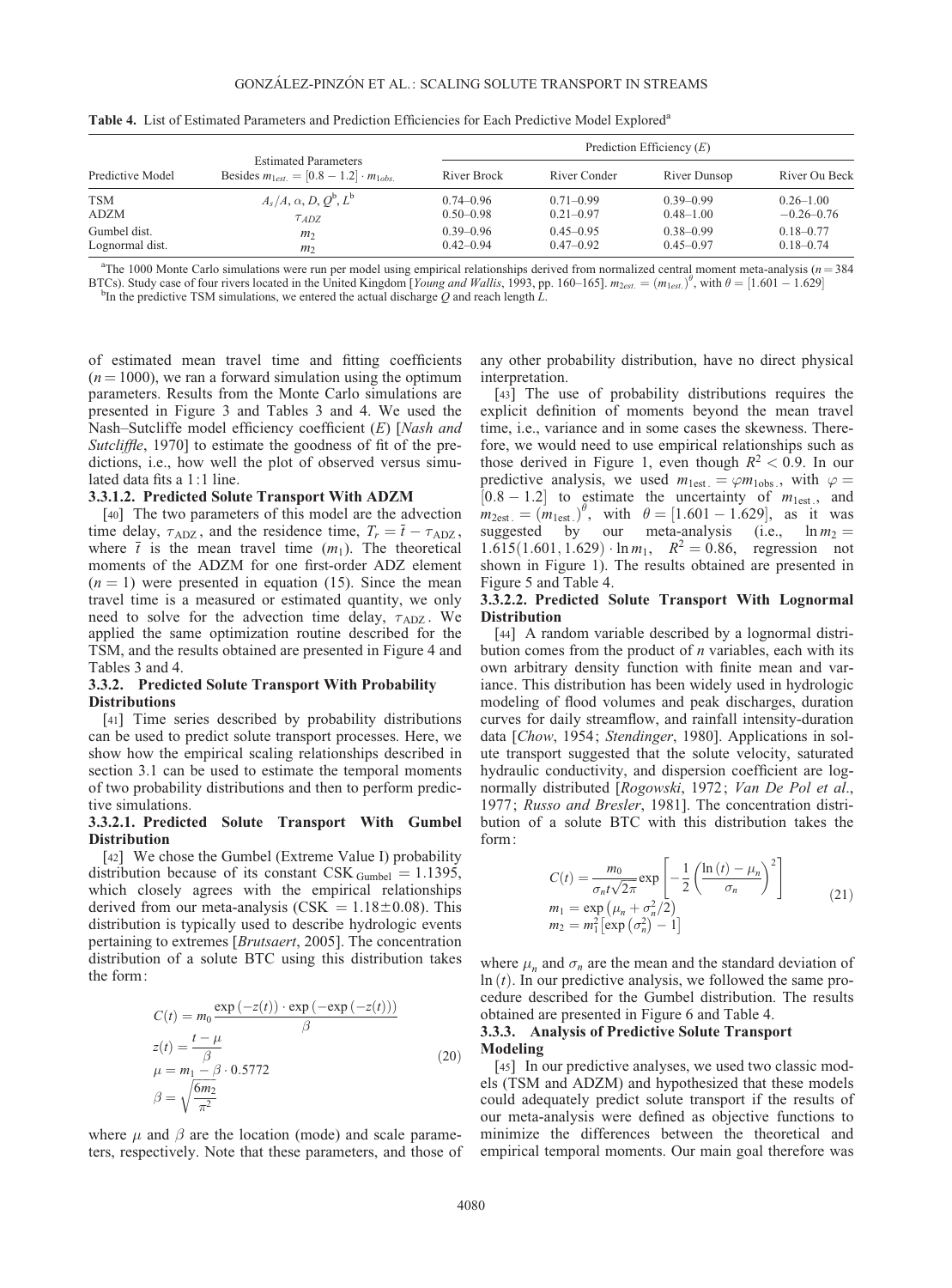**Table 4.** List of Estimated Parameters and Prediction Efficiencies for Each Predictive Model Explored[a]

| Predictive Model | Estimated Parameters Besides $m_{1est.} = [0.8 - 1.2] \cdot m_{1obs.}$ | Prediction Efficiency ($E$) | | | |
|---|---|---|---|---|---|
| | | River Brock | River Conder | River Dunsop | River Ou Beck |
| TSM | $A_s/A$, $\alpha$, $D$, $Q^b$, $L^b$ | 0.74–0.96 | 0.71–0.99 | 0.39–0.99 | 0.26–1.00 |
| ADZM | $\tau_{ADZ}$ | 0.50–0.98 | 0.21–0.97 | 0.48–1.00 | −0.26–0.76 |
| Gumbel dist. | $m_2$ | 0.39–0.96 | 0.45–0.95 | 0.38–0.99 | 0.18–0.77 |
| Lognormal dist. | $m_2$ | 0.42–0.94 | 0.47–0.92 | 0.45–0.97 | 0.18–0.74 |

[a]The 1000 Monte Carlo simulations were run per model using empirical relationships derived from normalized central moment meta-analysis ($n = 384$ BTCs). Study case of four rivers located in the United Kingdom [*Young and Wallis*, 1993, pp. 160–165]. $m_{2est.} = (m_{1est.})^{\theta}$, with $\theta = [1.601 - 1.629]$

[b]In the predictive TSM simulations, we entered the actual discharge $Q$ and reach length $L$.

of estimated mean travel time and fitting coefficients ($n = 1000$), we ran a forward simulation using the optimum parameters. Results from the Monte Carlo simulations are presented in Figure 3 and Tables 3 and 4. We used the Nash–Sutcliffe model efficiency coefficient ($E$) [*Nash and Sutcliffe*, 1970] to estimate the goodness of fit of the predictions, i.e., how well the plot of observed versus simulated data fits a 1:1 line.

#### 3.3.1.2. Predicted Solute Transport With ADZM

[40] The two parameters of this model are the advection time delay, $\tau_{\text{ADZ}}$, and the residence time, $T_r = \bar{t} - \tau_{\text{ADZ}}$, where $\bar{t}$ is the mean travel time ($m_1$). The theoretical moments of the ADZM for one first-order ADZ element ($n = 1$) were presented in equation (15). Since the mean travel time is a measured or estimated quantity, we only need to solve for the advection time delay, $\tau_{\text{ADZ}}$. We applied the same optimization routine described for the TSM, and the results obtained are presented in Figure 4 and Tables 3 and 4.

### 3.3.2. Predicted Solute Transport With Probability Distributions

[41] Time series described by probability distributions can be used to predict solute transport processes. Here, we show how the empirical scaling relationships described in section 3.1 can be used to estimate the temporal moments of two probability distributions and then to perform predictive simulations.

#### 3.3.2.1. Predicted Solute Transport With Gumbel Distribution

[42] We chose the Gumbel (Extreme Value I) probability distribution because of its constant $\text{CSK}_{\text{Gumbel}} = 1.1395$, which closely agrees with the empirical relationships derived from our meta-analysis ($\text{CSK} = 1.18 \pm 0.08$). This distribution is typically used to describe hydrologic events pertaining to extremes [*Brutsaert*, 2005]. The concentration distribution of a solute BTC using this distribution takes the form:

$$
\begin{aligned}
C(t) &= m_0 \frac{\exp(-z(t)) \cdot \exp(-\exp(-z(t)))}{\beta} \\
z(t) &= \frac{t - \mu}{\beta} \\
\mu &= m_1 - \beta \cdot 0.5772 \\
\beta &= \sqrt{\frac{6 m_2}{\pi^2}}
\end{aligned}
\tag{20}
$$

where $\mu$ and $\beta$ are the location (mode) and scale parameters, respectively. Note that these parameters, and those of any other probability distribution, have no direct physical interpretation.

[43] The use of probability distributions requires the explicit definition of moments beyond the mean travel time, i.e., variance and in some cases the skewness. Therefore, we would need to use empirical relationships such as those derived in Figure 1, even though $R^2 < 0.9$. In our predictive analysis, we used $m_{1\text{est.}} = \varphi m_{1\text{obs.}}$, with $\varphi = [0.8 - 1.2]$ to estimate the uncertainty of $m_{1\text{est.}}$, and $m_{2\text{est.}} = (m_{1\text{est.}})^{\theta}$, with $\theta = [1.601 - 1.629]$, as it was suggested by our meta-analysis (i.e., $\ln m_2 = 1.615(1.601, 1.629) \cdot \ln m_1$, $R^2 = 0.86$, regression not shown in Figure 1). The results obtained are presented in Figure 5 and Table 4.

#### 3.3.2.2. Predicted Solute Transport With Lognormal Distribution

[44] A random variable described by a lognormal distribution comes from the product of $n$ variables, each with its own arbitrary density function with finite mean and variance. This distribution has been widely used in hydrologic modeling of flood volumes and peak discharges, duration curves for daily streamflow, and rainfall intensity-duration data [*Chow*, 1954; *Stendinger*, 1980]. Applications in solute transport suggested that the solute velocity, saturated hydraulic conductivity, and dispersion coefficient are lognormally distributed [*Rogowski*, 1972; *Van De Pol et al.*, 1977; *Russo and Bresler*, 1981]. The concentration distribution of a solute BTC with this distribution takes the form:

$$
\begin{aligned}
C(t) &= \frac{m_0}{\sigma_n t \sqrt{2\pi}} \exp\left[-\frac{1}{2}\left(\frac{\ln(t) - \mu_n}{\sigma_n}\right)^2\right] \\
m_1 &= \exp\left(\mu_n + \sigma_n^2/2\right) \\
m_2 &= m_1^2\left[\exp\left(\sigma_n^2\right) - 1\right]
\end{aligned}
\tag{21}
$$

where $\mu_n$ and $\sigma_n$ are the mean and the standard deviation of $\ln(t)$. In our predictive analysis, we followed the same procedure described for the Gumbel distribution. The results obtained are presented in Figure 6 and Table 4.

### 3.3.3. Analysis of Predictive Solute Transport Modeling

[45] In our predictive analyses, we used two classic models (TSM and ADZM) and hypothesized that these models could adequately predict solute transport if the results of our meta-analysis were defined as objective functions to minimize the differences between the theoretical and empirical temporal moments. Our main goal therefore was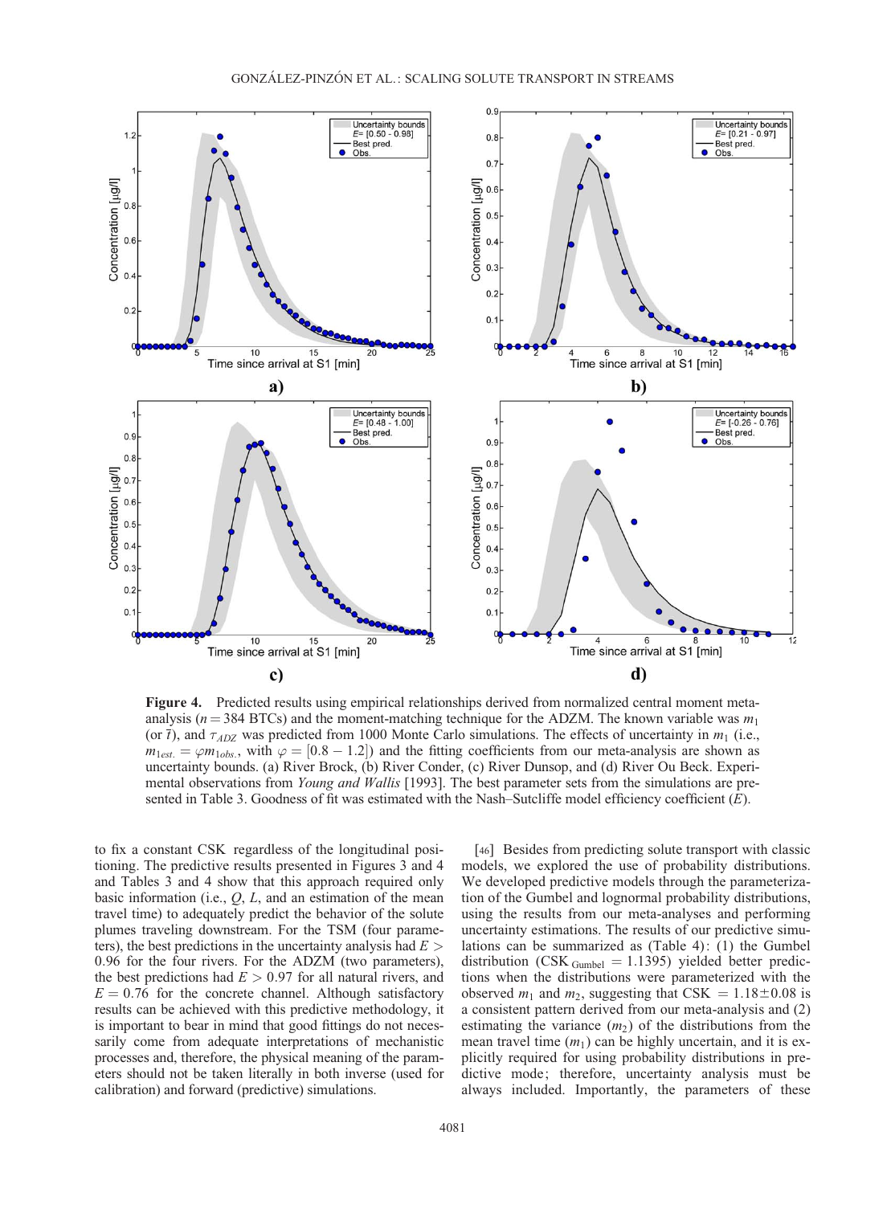**Figure 4.** Predicted results using empirical relationships derived from normalized central moment meta-analysis ($n = 384$ BTCs) and the moment-matching technique for the ADZM. The known variable was $m_1$ (or $\bar{t}$), and $\tau_{ADZ}$ was predicted from 1000 Monte Carlo simulations. The effects of uncertainty in $m_1$ (i.e., $m_{1est.} = \varphi m_{1obs.}$, with $\varphi = [0.8 - 1.2]$) and the fitting coefficients from our meta-analysis are shown as uncertainty bounds. (a) River Brock, (b) River Conder, (c) River Dunsop, and (d) River Ou Beck. Experimental observations from *Young and Wallis* [1993]. The best parameter sets from the simulations are presented in Table 3. Goodness of fit was estimated with the Nash–Sutcliffe model efficiency coefficient ($E$).

to fix a constant CSK regardless of the longitudinal positioning. The predictive results presented in Figures 3 and 4 and Tables 3 and 4 show that this approach required only basic information (i.e., $Q$, $L$, and an estimation of the mean travel time) to adequately predict the behavior of the solute plumes traveling downstream. For the TSM (four parameters), the best predictions in the uncertainty analysis had $E > 0.96$ for the four rivers. For the ADZM (two parameters), the best predictions had $E > 0.97$ for all natural rivers, and $E = 0.76$ for the concrete channel. Although satisfactory results can be achieved with this predictive methodology, it is important to bear in mind that good fittings do not necessarily come from adequate interpretations of mechanistic processes and, therefore, the physical meaning of the parameters should not be taken literally in both inverse (used for calibration) and forward (predictive) simulations.

[46] Besides from predicting solute transport with classic models, we explored the use of probability distributions. We developed predictive models through the parameterization of the Gumbel and lognormal probability distributions, using the results from our meta-analyses and performing uncertainty estimations. The results of our predictive simulations can be summarized as (Table 4): (1) the Gumbel distribution ($\text{CSK}_{\text{Gumbel}} = 1.1395$) yielded better predictions when the distributions were parameterized with the observed $m_1$ and $m_2$, suggesting that $\text{CSK} = 1.18 \pm 0.08$ is a consistent pattern derived from our meta-analysis and (2) estimating the variance ($m_2$) of the distributions from the mean travel time ($m_1$) can be highly uncertain, and it is explicitly required for using probability distributions in predictive mode; therefore, uncertainty analysis must be always included. Importantly, the parameters of these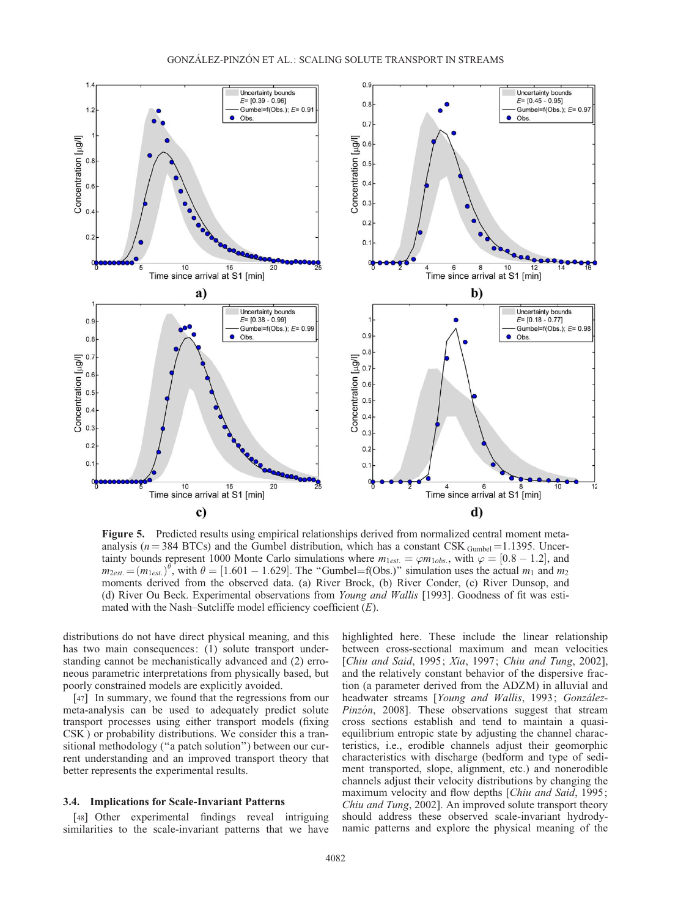**Figure 5.** Predicted results using empirical relationships derived from normalized central moment meta-analysis ($n = 384$ BTCs) and the Gumbel distribution, which has a constant CSK $_{\text{Gumbel}} = 1.1395$. Uncertainty bounds represent 1000 Monte Carlo simulations where $m_{1est.} = \varphi m_{1obs.}$, with $\varphi = [0.8 - 1.2]$, and $m_{2est.} = (m_{1est.})^{\theta}$, with $\theta = [1.601 - 1.629]$. The "Gumbel=f(Obs.)" simulation uses the actual $m_1$ and $m_2$ moments derived from the observed data. (a) River Brock, (b) River Conder, (c) River Dunsop, and (d) River Ou Beck. Experimental observations from *Young and Wallis* [1993]. Goodness of fit was estimated with the Nash–Sutcliffe model efficiency coefficient ($E$).

distributions do not have direct physical meaning, and this has two main consequences: (1) solute transport understanding cannot be mechanistically advanced and (2) erroneous parametric interpretations from physically based, but poorly constrained models are explicitly avoided.

[47] In summary, we found that the regressions from our meta-analysis can be used to adequately predict solute transport processes using either transport models (fixing CSK) or probability distributions. We consider this a transitional methodology ("a patch solution") between our current understanding and an improved transport theory that better represents the experimental results.

### 3.4. Implications for Scale-Invariant Patterns

[48] Other experimental findings reveal intriguing similarities to the scale-invariant patterns that we have highlighted here. These include the linear relationship between cross-sectional maximum and mean velocities [*Chiu and Said*, 1995; *Xia*, 1997; *Chiu and Tung*, 2002], and the relatively constant behavior of the dispersive fraction (a parameter derived from the ADZM) in alluvial and headwater streams [*Young and Wallis*, 1993; *González-Pinzón*, 2008]. These observations suggest that stream cross sections establish and tend to maintain a quasi-equilibrium entropic state by adjusting the channel characteristics, i.e., erodible channels adjust their geomorphic characteristics with discharge (bedform and type of sediment transported, slope, alignment, etc.) and nonerodible channels adjust their velocity distributions by changing the maximum velocity and flow depths [*Chiu and Said*, 1995; *Chiu and Tung*, 2002]. An improved solute transport theory should address these observed scale-invariant hydrodynamic patterns and explore the physical meaning of the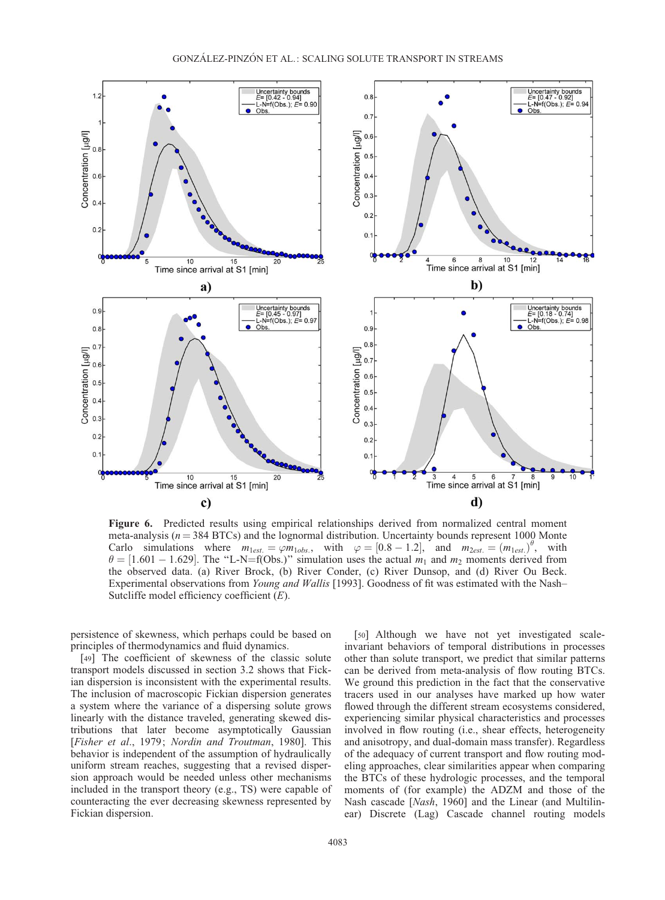**Figure 6.** Predicted results using empirical relationships derived from normalized central moment meta-analysis ($n = 384$ BTCs) and the lognormal distribution. Uncertainty bounds represent 1000 Monte Carlo simulations where $m_{1est.} = \varphi m_{1obs.}$, with $\varphi = [0.8 - 1.2]$, and $m_{2est.} = (m_{1est.})^{\theta}$, with $\theta = [1.601 - 1.629]$. The "L-N=f(Obs.)" simulation uses the actual $m_1$ and $m_2$ moments derived from the observed data. (a) River Brock, (b) River Conder, (c) River Dunsop, and (d) River Ou Beck. Experimental observations from *Young and Wallis* [1993]. Goodness of fit was estimated with the Nash–Sutcliffe model efficiency coefficient ($E$).

persistence of skewness, which perhaps could be based on principles of thermodynamics and fluid dynamics.

[49] The coefficient of skewness of the classic solute transport models discussed in section 3.2 shows that Fickian dispersion is inconsistent with the experimental results. The inclusion of macroscopic Fickian dispersion generates a system where the variance of a dispersing solute grows linearly with the distance traveled, generating skewed distributions that later become asymptotically Gaussian [*Fisher et al*., 1979; *Nordin and Troutman*, 1980]. This behavior is independent of the assumption of hydraulically uniform stream reaches, suggesting that a revised dispersion approach would be needed unless other mechanisms included in the transport theory (e.g., TS) were capable of counteracting the ever decreasing skewness represented by Fickian dispersion.

[50] Although we have not yet investigated scale-invariant behaviors of temporal distributions in processes other than solute transport, we predict that similar patterns can be derived from meta-analysis of flow routing BTCs. We ground this prediction in the fact that the conservative tracers used in our analyses have marked up how water flowed through the different stream ecosystems considered, experiencing similar physical characteristics and processes involved in flow routing (i.e., shear effects, heterogeneity and anisotropy, and dual-domain mass transfer). Regardless of the adequacy of current transport and flow routing modeling approaches, clear similarities appear when comparing the BTCs of these hydrologic processes, and the temporal moments of (for example) the ADZM and those of the Nash cascade [*Nash*, 1960] and the Linear (and Multilinear) Discrete (Lag) Cascade channel routing models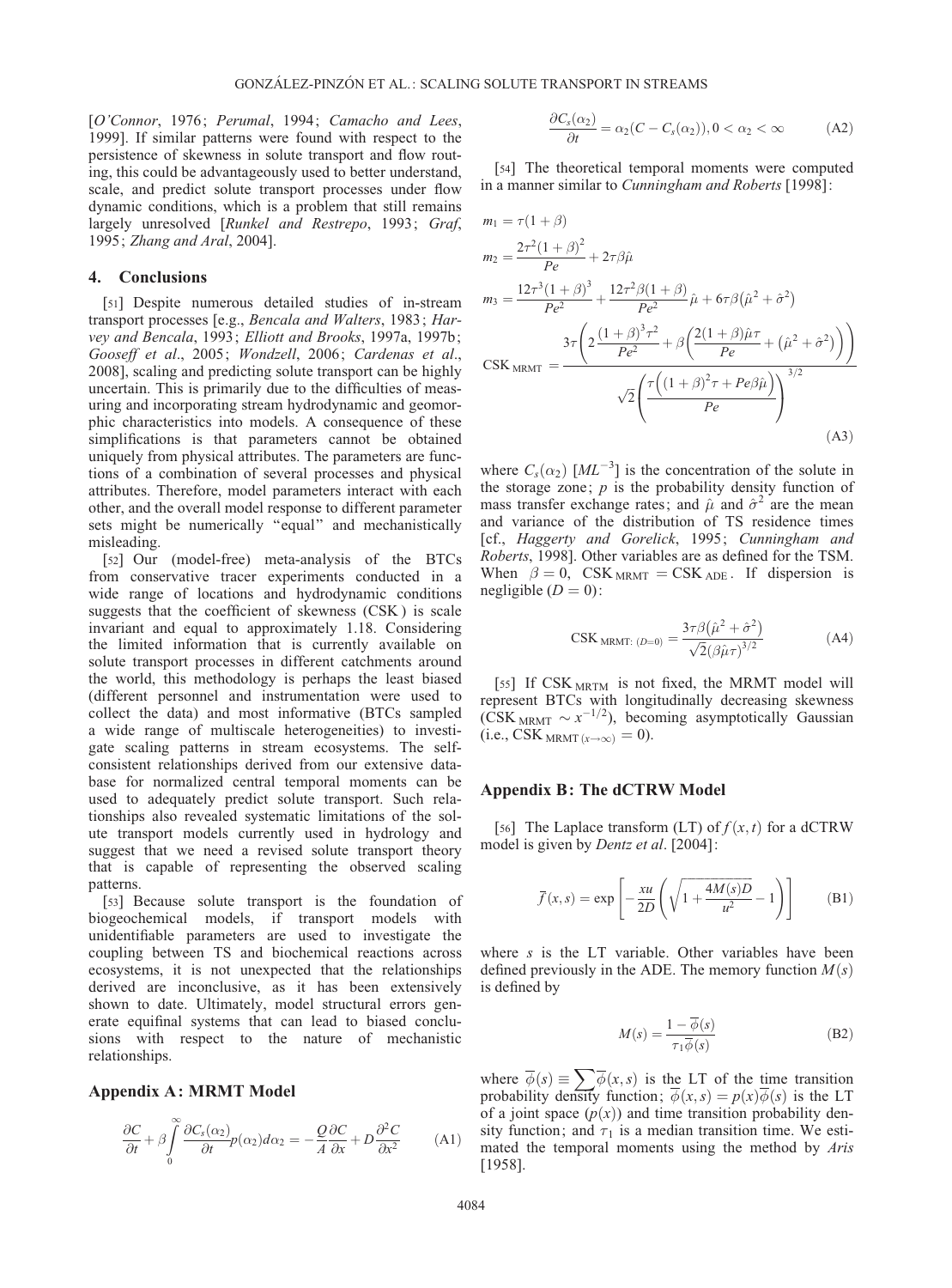[*O'Connor*, 1976; *Perumal*, 1994; *Camacho and Lees*, 1999]. If similar patterns were found with respect to the persistence of skewness in solute transport and flow routing, this could be advantageously used to better understand, scale, and predict solute transport processes under flow dynamic conditions, which is a problem that still remains largely unresolved [*Runkel and Restrepo*, 1993; *Graf*, 1995; *Zhang and Aral*, 2004].

## 4. Conclusions

[51] Despite numerous detailed studies of in-stream transport processes [e.g., *Bencala and Walters*, 1983; *Harvey and Bencala*, 1993; *Elliott and Brooks*, 1997a, 1997b; *Gooseff et al*., 2005; *Wondzell*, 2006; *Cardenas et al*., 2008], scaling and predicting solute transport can be highly uncertain. This is primarily due to the difficulties of measuring and incorporating stream hydrodynamic and geomorphic characteristics into models. A consequence of these simplifications is that parameters cannot be obtained uniquely from physical attributes. The parameters are functions of a combination of several processes and physical attributes. Therefore, model parameters interact with each other, and the overall model response to different parameter sets might be numerically "equal" and mechanistically misleading.

[52] Our (model-free) meta-analysis of the BTCs from conservative tracer experiments conducted in a wide range of locations and hydrodynamic conditions suggests that the coefficient of skewness (CSK) is scale invariant and equal to approximately 1.18. Considering the limited information that is currently available on solute transport processes in different catchments around the world, this methodology is perhaps the least biased (different personnel and instrumentation were used to collect the data) and most informative (BTCs sampled a wide range of multiscale heterogeneities) to investigate scaling patterns in stream ecosystems. The self-consistent relationships derived from our extensive database for normalized central temporal moments can be used to adequately predict solute transport. Such relationships also revealed systematic limitations of the solute transport models currently used in hydrology and suggest that we need a revised solute transport theory that is capable of representing the observed scaling patterns.

[53] Because solute transport is the foundation of biogeochemical models, if transport models with unidentifiable parameters are used to investigate the coupling between TS and biochemical reactions across ecosystems, it is not unexpected that the relationships derived are inconclusive, as it has been extensively shown to date. Ultimately, model structural errors generate equifinal systems that can lead to biased conclusions with respect to the nature of mechanistic relationships.

## Appendix A: MRMT Model

$$\frac{\partial C}{\partial t} + \beta \int_0^\infty \frac{\partial C_s(\alpha_2)}{\partial t} p(\alpha_2) d\alpha_2 = -\frac{Q}{A}\frac{\partial C}{\partial x} + D\frac{\partial^2 C}{\partial x^2} \tag{A1}$$

$$\frac{\partial C_s(\alpha_2)}{\partial t} = \alpha_2 (C - C_s(\alpha_2)), 0 < \alpha_2 < \infty \tag{A2}$$

[54] The theoretical temporal moments were computed in a manner similar to *Cunningham and Roberts* [1998]:

$$m_1 = \tau(1+\beta)$$

$$m_2 = \frac{2\tau^2(1+\beta)^2}{Pe} + 2\tau\beta\hat{\mu}$$

$$m_3 = \frac{12\tau^3(1+\beta)^3}{Pe^2} + \frac{12\tau^2\beta(1+\beta)}{Pe^2}\hat{\mu} + 6\tau\beta\left(\hat{\mu}^2 + \hat{\sigma}^2\right)$$

$$\text{CSK}_{\text{MRMT}} = \frac{3\tau\left(2\dfrac{(1+\beta)^3\tau^2}{Pe^2} + \beta\left(\dfrac{2(1+\beta)\hat{\mu}\tau}{Pe} + \left(\hat{\mu}^2 + \hat{\sigma}^2\right)\right)\right)}{\sqrt{2}\left(\dfrac{\tau\left((1+\beta)^2\tau + Pe\beta\hat{\mu}\right)}{Pe}\right)^{3/2}} \tag{A3}$$

where $C_s(\alpha_2)$ $[ML^{-3}]$ is the concentration of the solute in the storage zone; $p$ is the probability density function of mass transfer exchange rates; and $\hat{\mu}$ and $\hat{\sigma}^2$ are the mean and variance of the distribution of TS residence times [cf., *Haggerty and Gorelick*, 1995; *Cunningham and Roberts*, 1998]. Other variables are as defined for the TSM. When $\beta = 0$, $\text{CSK}_{\text{MRMT}} = \text{CSK}_{\text{ADE}}$. If dispersion is negligible ($D = 0$):

$$\text{CSK}_{\text{MRMT}:\,(D=0)} = \frac{3\tau\beta\left(\hat{\mu}^2 + \hat{\sigma}^2\right)}{\sqrt{2}(\beta\hat{\mu}\tau)^{3/2}} \tag{A4}$$

[55] If $\text{CSK}_{\text{MRTM}}$ is not fixed, the MRMT model will represent BTCs with longitudinally decreasing skewness ($\text{CSK}_{\text{MRMT}} \sim x^{-1/2}$), becoming asymptotically Gaussian (i.e., $\text{CSK}_{\text{MRMT}\,(x\to\infty)} = 0$).

## Appendix B: The dCTRW Model

[56] The Laplace transform (LT) of $f(x,t)$ for a dCTRW model is given by *Dentz et al*. [2004]:

$$\bar{f}(x,s) = \exp\left[-\frac{xu}{2D}\left(\sqrt{1 + \frac{4M(s)D}{u^2}} - 1\right)\right] \tag{B1}$$

where $s$ is the LT variable. Other variables have been defined previously in the ADE. The memory function $M(s)$ is defined by

$$M(s) = \frac{1 - \bar{\phi}(s)}{\tau_1 \bar{\phi}(s)} \tag{B2}$$

where $\bar{\phi}(s) \equiv \sum \bar{\phi}(x,s)$ is the LT of the time transition probability density function; $\bar{\phi}(x,s) = p(x)\bar{\phi}(s)$ is the LT of a joint space ($p(x)$) and time transition probability density function; and $\tau_1$ is a median transition time. We estimated the temporal moments using the method by *Aris* [1958].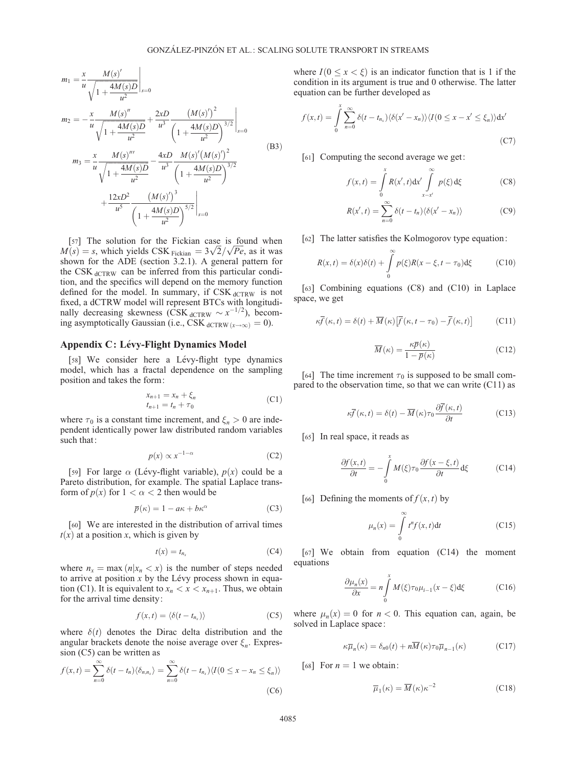$$
\begin{aligned}
m_1 &= \frac{x}{u} \frac{M(s)'}{\sqrt{1 + \frac{4M(s)D}{u^2}}} \Bigg|_{s=0} \\
m_2 &= -\frac{x}{u} \frac{M(s)''}{\sqrt{1 + \frac{4M(s)D}{u^2}}} + \frac{2xD}{u^3} \frac{\left(M(s)'\right)^2}{\left(1 + \frac{4M(s)D}{u^2}\right)^{3/2}} \Bigg|_{s=0} \\
m_3 &= \frac{x}{u} \frac{M(s)'''}{\sqrt{1 + \frac{4M(s)D}{u^2}}} - \frac{4xD}{u^3} \frac{M(s)'\left(M(s)'\right)^2}{\left(1 + \frac{4M(s)D}{u^2}\right)^{3/2}} \\
&\quad + \frac{12xD^2}{u^5} \frac{\left(M(s)'\right)^3}{\left(1 + \frac{4M(s)D}{u^2}\right)^{5/2}} \Bigg|_{s=0}
\end{aligned}
\tag{B3}
$$

[57] The solution for the Fickian case is found when $M(s) = s$, which yields $\text{CSK}_{\text{Fickian}} = 3\sqrt{2}/\sqrt{Pe}$, as it was shown for the ADE (section 3.2.1). A general pattern for the $\text{CSK}_{\text{dCTRW}}$ can be inferred from this particular condition, and the specifics will depend on the memory function defined for the model. In summary, if $\text{CSK}_{\text{dCTRW}}$ is not fixed, a dCTRW model will represent BTCs with longitudinally decreasing skewness ($\text{CSK}_{\text{dCTRW}} \sim x^{-1/2}$), becoming asymptotically Gaussian (i.e., $\text{CSK}_{\text{dCTRW}(x\to\infty)} = 0$).

## Appendix C: Lévy-Flight Dynamics Model

[58] We consider here a Lévy-flight type dynamics model, which has a fractal dependence on the sampling position and takes the form:

$$
\begin{aligned}
x_{n+1} &= x_n + \xi_n \\
t_{n+1} &= t_n + \tau_0
\end{aligned}
\tag{C1}
$$

where $\tau_0$ is a constant time increment, and $\xi_n > 0$ are independent identically power law distributed random variables such that:

$$
p(x) \propto x^{-1-\alpha} \tag{C2}
$$

[59] For large $\alpha$ (Lévy-flight variable), $p(x)$ could be a Pareto distribution, for example. The spatial Laplace transform of $p(x)$ for $1 < \alpha < 2$ then would be

$$
\overline{p}(\kappa) = 1 - a\kappa + b\kappa^{\alpha} \tag{C3}
$$

[60] We are interested in the distribution of arrival times $t(x)$ at a position $x$, which is given by

$$
t(x) = t_{n_x} \tag{C4}
$$

where $n_x = \max(n | x_n < x)$ is the number of steps needed to arrive at position $x$ by the Lévy process shown in equation (C1). It is equivalent to $x_n < x < x_{n+1}$. Thus, we obtain for the arrival time density:

$$
f(x,t) = \langle \delta(t - t_{n_x}) \rangle \tag{C5}
$$

where $\delta(t)$ denotes the Dirac delta distribution and the angular brackets denote the noise average over $\xi_n$. Expression (C5) can be written as

$$
f(x,t) = \sum_{n=0}^{\infty} \delta(t - t_n) \langle \delta_{n,n_x} \rangle = \sum_{n=0}^{\infty} \delta(t - t_{n_x}) \langle I(0 \le x - x_n \le \xi_n) \rangle \tag{C6}
$$

where $I(0 \le x < \xi)$ is an indicator function that is 1 if the condition in its argument is true and 0 otherwise. The latter equation can be further developed as

$$
f(x,t) = \int_0^x \sum_{n=0}^{\infty} \delta(t - t_{n_x}) \langle \delta(x' - x_n) \rangle \langle I(0 \le x - x' \le \xi_n) \rangle \mathrm{d}x' \tag{C7}
$$

[61] Computing the second average we get:

$$
f(x,t) = \int_0^x R(x',t)\mathrm{d}x' \int_{x-x'}^{\infty} p(\xi)\,\mathrm{d}\xi \tag{C8}
$$

$$
R(x',t) = \sum_{n=0}^{\infty} \delta(t - t_n) \langle \delta(x' - x_n) \rangle \tag{C9}
$$

[62] The latter satisfies the Kolmogorov type equation:

$$
R(x,t) = \delta(x)\delta(t) + \int_0^{\infty} p(\xi) R(x - \xi, t - \tau_0)\,\mathrm{d}\xi \tag{C10}
$$

[63] Combining equations (C8) and (C10) in Laplace space, we get

$$
\kappa \overline{f}(\kappa,t) = \delta(t) + \overline{M}(\kappa)\left[\overline{f}(\kappa, t - \tau_0) - \overline{f}(\kappa,t)\right] \tag{C11}
$$

$$
\overline{M}(\kappa) = \frac{\kappa \overline{p}(\kappa)}{1 - \overline{p}(\kappa)} \tag{C12}
$$

[64] The time increment $\tau_0$ is supposed to be small compared to the observation time, so that we can write (C11) as

$$
\kappa \overline{f}(\kappa,t) = \delta(t) - \overline{M}(\kappa)\tau_0 \frac{\partial \overline{f}(\kappa,t)}{\partial t} \tag{C13}
$$

[65] In real space, it reads as

$$
\frac{\partial f(x,t)}{\partial t} = -\int_0^x M(\xi)\tau_0 \frac{\partial f(x - \xi, t)}{\partial t}\,\mathrm{d}\xi \tag{C14}
$$

[66] Defining the moments of $f(x,t)$ by

$$
\mu_n(x) = \int_0^{\infty} t^n f(x,t)\,\mathrm{d}t \tag{C15}
$$

[67] We obtain from equation (C14) the moment equations

$$
\frac{\partial \mu_n(x)}{\partial x} = n \int_0^x M(\xi)\tau_0 \mu_{i-1}(x - \xi)\,\mathrm{d}\xi \tag{C16}
$$

where $\mu_n(x) = 0$ for $n < 0$. This equation can, again, be solved in Laplace space:

$$
\kappa \overline{\mu}_n(\kappa) = \delta_{n0}(t) + n\overline{M}(\kappa)\tau_0 \overline{\mu}_{n-1}(\kappa) \tag{C17}
$$

[68] For $n = 1$ we obtain:

$$
\overline{\mu}_1(\kappa) = \overline{M}(\kappa)\kappa^{-2} \tag{C18}
$$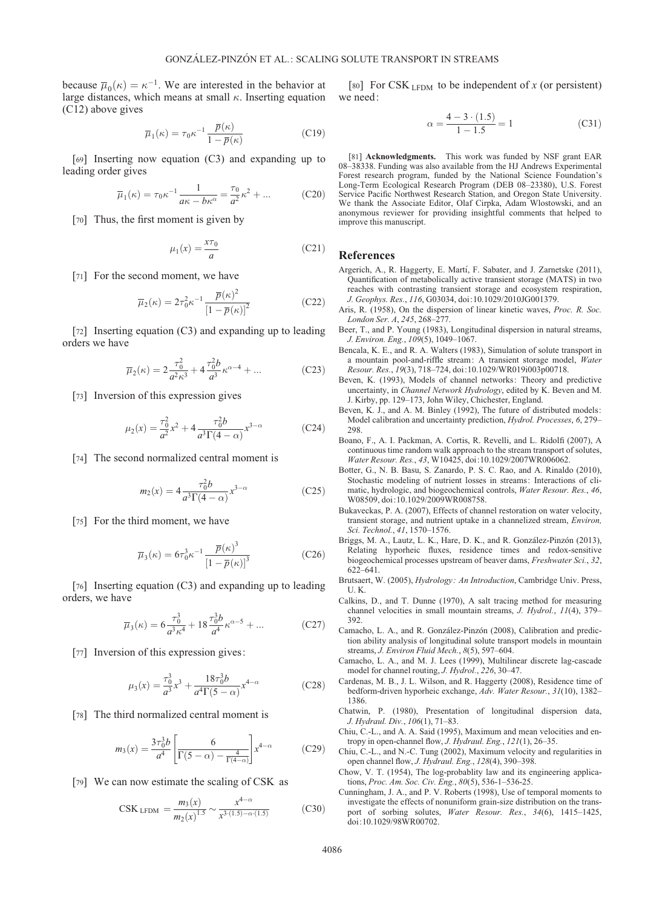because $\overline{\mu}_0(\kappa) = \kappa^{-1}$. We are interested in the behavior at large distances, which means at small $\kappa$. Inserting equation (C12) above gives

$$\overline{\mu}_1(\kappa) = \tau_0 \kappa^{-1} \frac{\overline{p}(\kappa)}{1 - \overline{p}(\kappa)} \tag{C19}$$

[69] Inserting now equation (C3) and expanding up to leading order gives

$$\overline{\mu}_1(\kappa) = \tau_0 \kappa^{-1} \frac{1}{a\kappa - b\kappa^{\alpha}} = \frac{\tau_0}{a^2}\kappa^2 + \ldots \tag{C20}$$

[70] Thus, the first moment is given by

$$\mu_1(x) = \frac{x\tau_0}{a} \tag{C21}$$

[71] For the second moment, we have

$$\overline{\mu}_2(\kappa) = 2\tau_0^2 \kappa^{-1} \frac{\overline{p}(\kappa)^2}{[1 - \overline{p}(\kappa)]^2} \tag{C22}$$

[72] Inserting equation (C3) and expanding up to leading orders we have

$$\overline{\mu}_2(\kappa) = 2\frac{\tau_0^2}{a^2\kappa^3} + 4\frac{\tau_0^2 b}{a^3}\kappa^{\alpha-4} + \ldots \tag{C23}$$

[73] Inversion of this expression gives

$$\mu_2(x) = \frac{\tau_0^2}{a^2}x^2 + 4\frac{\tau_0^2 b}{a^3\Gamma(4-\alpha)}x^{3-\alpha} \tag{C24}$$

[74] The second normalized central moment is

$$m_2(x) = 4\frac{\tau_0^2 b}{a^3\Gamma(4-\alpha)}x^{3-\alpha} \tag{C25}$$

[75] For the third moment, we have

$$\overline{\mu}_3(\kappa) = 6\tau_0^3 \kappa^{-1} \frac{\overline{p}(\kappa)^3}{[1 - \overline{p}(\kappa)]^3} \tag{C26}$$

[76] Inserting equation (C3) and expanding up to leading orders, we have

$$\overline{\mu}_3(\kappa) = 6\frac{\tau_0^3}{a^3\kappa^4} + 18\frac{\tau_0^3 b}{a^4}\kappa^{\alpha-5} + \ldots \tag{C27}$$

[77] Inversion of this expression gives:

$$\mu_3(x) = \frac{\tau_0^3}{a^3}x^3 + \frac{18\tau_0^3 b}{a^4\Gamma(5-\alpha)}x^{4-\alpha} \tag{C28}$$

[78] The third normalized central moment is

$$m_3(x) = \frac{3\tau_0^3 b}{a^4}\left[\frac{6}{\Gamma(5-\alpha) - \frac{4}{\Gamma(4-\alpha)}}\right]x^{4-\alpha} \tag{C29}$$

[79] We can now estimate the scaling of CSK as

$$\text{CSK}_{\text{LFDM}} = \frac{m_3(x)}{m_2(x)^{1.5}} \sim \frac{x^{4-\alpha}}{x^{3\cdot(1.5)-\alpha\cdot(1.5)}} \tag{C30}$$

[80] For $\text{CSK}_{\text{LFDM}}$ to be independent of $x$ (or persistent) we need:

$$\alpha = \frac{4 - 3\cdot(1.5)}{1 - 1.5} = 1 \tag{C31}$$

[81] **Acknowledgments.** This work was funded by NSF grant EAR 08–38338. Funding was also available from the HJ Andrews Experimental Forest research program, funded by the National Science Foundation's Long-Term Ecological Research Program (DEB 08–23380), U.S. Forest Service Pacific Northwest Research Station, and Oregon State University. We thank the Associate Editor, Olaf Cirpka, Adam Wlostowski, and an anonymous reviewer for providing insightful comments that helped to improve this manuscript.

## References

Argerich, A., R. Haggerty, E. Martí, F. Sabater, and J. Zarnetske (2011), Quantification of metabolically active transient storage (MATS) in two reaches with contrasting transient storage and ecosystem respiration, *J. Geophys. Res.*, *116*, G03034, doi:10.1029/2010JG001379.

Aris, R. (1958), On the dispersion of linear kinetic waves, *Proc. R. Soc. London Ser. A*, *245*, 268–277.

Beer, T., and P. Young (1983), Longitudinal dispersion in natural streams, *J. Environ. Eng.*, *109*(5), 1049–1067.

Bencala, K. E., and R. A. Walters (1983), Simulation of solute transport in a mountain pool-and-riffle stream: A transient storage model, *Water Resour. Res.*, *19*(3), 718–724, doi:10.1029/WR019i003p00718.

Beven, K. (1993), Models of channel networks: Theory and predictive uncertainty, in *Channel Network Hydrology*, edited by K. Beven and M. J. Kirby, pp. 129–173, John Wiley, Chichester, England.

Beven, K. J., and A. M. Binley (1992), The future of distributed models: Model calibration and uncertainty prediction, *Hydrol. Processes*, *6*, 279–298.

Boano, F., A. I. Packman, A. Cortis, R. Revelli, and L. Ridolfi (2007), A continuous time random walk approach to the stream transport of solutes, *Water Resour. Res.*, *43*, W10425, doi:10.1029/2007WR006062.

Botter, G., N. B. Basu, S. Zanardo, P. S. C. Rao, and A. Rinaldo (2010), Stochastic modeling of nutrient losses in streams: Interactions of climatic, hydrologic, and biogeochemical controls, *Water Resour. Res.*, *46*, W08509, doi:10.1029/2009WR008758.

Bukaveckas, P. A. (2007), Effects of channel restoration on water velocity, transient storage, and nutrient uptake in a channelized stream, *Environ, Sci. Technol.*, *41*, 1570–1576.

Briggs, M. A., Lautz, L. K., Hare, D. K., and R. González-Pinzón (2013), Relating hyporheic fluxes, residence times and redox-sensitive biogeochemical processes upstream of beaver dams, *Freshwater Sci.*, *32*, 622–641.

Brutsaert, W. (2005), *Hydrology: An Introduction*, Cambridge Univ. Press, U. K.

Calkins, D., and T. Dunne (1970), A salt tracing method for measuring channel velocities in small mountain streams, *J. Hydrol.*, *11*(4), 379–392.

Camacho, L. A., and R. González-Pinzón (2008), Calibration and prediction ability analysis of longitudinal solute transport models in mountain streams, *J. Environ Fluid Mech.*, *8*(5), 597–604.

Camacho, L. A., and M. J. Lees (1999), Multilinear discrete lag-cascade model for channel routing, *J. Hydrol.*, *226*, 30–47.

Cardenas, M. B., J. L. Wilson, and R. Haggerty (2008), Residence time of bedform-driven hyporheic exchange, *Adv. Water Resour.*, *31*(10), 1382–1386.

Chatwin, P. (1980), Presentation of longitudinal dispersion data, *J. Hydraul. Div.*, *106*(1), 71–83.

Chiu, C.-L., and A. A. Said (1995), Maximum and mean velocities and entropy in open-channel flow, *J. Hydraul. Eng.*, *121*(1), 26–35.

Chiu, C.-L., and N.-C. Tung (2002), Maximum velocity and regularities in open channel flow, *J. Hydraul. Eng.*, *128*(4), 390–398.

Chow, V. T. (1954), The log-probablity law and its engineering applications, *Proc. Am. Soc. Civ. Eng.*, *80*(5), 536-1–536-25.

Cunningham, J. A., and P. V. Roberts (1998), Use of temporal moments to investigate the effects of nonuniform grain-size distribution on the transport of sorbing solutes, *Water Resour. Res.*, *34*(6), 1415–1425, doi:10.1029/98WR00702.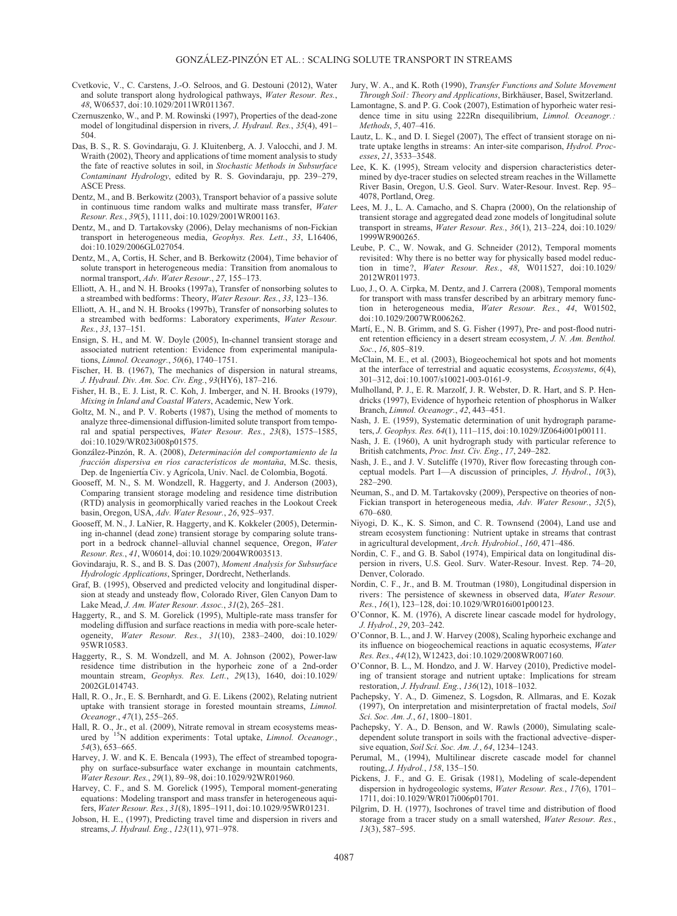Cvetkovic, V., C. Carstens, J.-O. Selroos, and G. Destouni (2012), Water and solute transport along hydrological pathways, *Water Resour. Res.*, *48*, W06537, doi:10.1029/2011WR011367.

Czernuszenko, W., and P. M. Rowinski (1997), Properties of the dead-zone model of longitudinal dispersion in rivers, *J. Hydraul. Res.*, *35*(4), 491–504.

Das, B. S., R. S. Govindaraju, G. J. Kluitenberg, A. J. Valocchi, and J. M. Wraith (2002), Theory and applications of time moment analysis to study the fate of reactive solutes in soil, in *Stochastic Methods in Subsurface Contaminant Hydrology*, edited by R. S. Govindaraju, pp. 239–279, ASCE Press.

Dentz, M., and B. Berkowitz (2003), Transport behavior of a passive solute in continuous time random walks and multirate mass transfer, *Water Resour. Res.*, *39*(5), 1111, doi:10.1029/2001WR001163.

Dentz, M., and D. Tartakovsky (2006), Delay mechanisms of non-Fickian transport in heterogeneous media, *Geophys. Res. Lett.*, *33*, L16406, doi:10.1029/2006GL027054.

Dentz, M., A, Cortis, H. Scher, and B. Berkowitz (2004), Time behavior of solute transport in heterogeneous media: Transition from anomalous to normal transport, *Adv. Water Resour.*, *27*, 155–173.

Elliott, A. H., and N. H. Brooks (1997a), Transfer of nonsorbing solutes to a streambed with bedforms: Theory, *Water Resour. Res.*, *33*, 123–136.

Elliott, A. H., and N. H. Brooks (1997b), Transfer of nonsorbing solutes to a streambed with bedforms: Laboratory experiments, *Water Resour. Res.*, *33*, 137–151.

Ensign, S. H., and M. W. Doyle (2005), In-channel transient storage and associated nutrient retention: Evidence from experimental manipulations, *Limnol. Oceanogr.*, *50*(6), 1740–1751.

Fischer, H. B. (1967), The mechanics of dispersion in natural streams, *J. Hydraul. Div. Am. Soc. Civ. Eng.*, *93*(HY6), 187–216.

Fisher, H. B., E. J. List, R. C. Koh, J. Imberger, and N. H. Brooks (1979), *Mixing in Inland and Coastal Waters*, Academic, New York.

Goltz, M. N., and P. V. Roberts (1987), Using the method of moments to analyze three-dimensional diffusion-limited solute transport from temporal and spatial perspectives, *Water Resour. Res.*, *23*(8), 1575–1585, doi:10.1029/WR023i008p01575.

González-Pinzón, R. A. (2008), *Determinación del comportamiento de la fracción dispersiva en ríos característicos de montaña*, M.Sc. thesis, Dep. de Ingeniertía Civ. y Agrícola, Univ. Nacl. de Colombia, Bogotá.

Gooseff, M. N., S. M. Wondzell, R. Haggerty, and J. Anderson (2003), Comparing transient storage modeling and residence time distribution (RTD) analysis in geomorphically varied reaches in the Lookout Creek basin, Oregon, USA, *Adv. Water Resour.*, *26*, 925–937.

Gooseff, M. N., J. LaNier, R. Haggerty, and K. Kokkeler (2005), Determining in-channel (dead zone) transient storage by comparing solute transport in a bedrock channel–alluvial channel sequence, Oregon, *Water Resour. Res.*, *41*, W06014, doi:10.1029/2004WR003513.

Govindaraju, R. S., and B. S. Das (2007), *Moment Analysis for Subsurface Hydrologic Applications*, Springer, Dordrecht, Netherlands.

Graf, B. (1995), Observed and predicted velocity and longitudinal dispersion at steady and unsteady flow, Colorado River, Glen Canyon Dam to Lake Mead, *J. Am. Water Resour. Assoc.*, *31*(2), 265–281.

Haggerty, R., and S. M. Gorelick (1995), Multiple-rate mass transfer for modeling diffusion and surface reactions in media with pore-scale heterogeneity, *Water Resour. Res.*, *31*(10), 2383–2400, doi:10.1029/95WR10583.

Haggerty, R., S. M. Wondzell, and M. A. Johnson (2002), Power-law residence time distribution in the hyporheic zone of a 2nd-order mountain stream, *Geophys. Res. Lett.*, *29*(13), 1640, doi:10.1029/2002GL014743.

Hall, R. O., Jr., E. S. Bernhardt, and G. E. Likens (2002), Relating nutrient uptake with transient storage in forested mountain streams, *Limnol. Oceanogr.*, *47*(1), 255–265.

Hall, R. O., Jr., et al. (2009), Nitrate removal in stream ecosystems measured by $^{15}$N addition experiments: Total uptake, *Limnol. Oceanogr.*, *54*(3), 653–665.

Harvey, J. W. and K. E. Bencala (1993), The effect of streambed topography on surface-subsurface water exchange in mountain catchments, *Water Resour. Res.*, *29*(1), 89–98, doi:10.1029/92WR01960.

Harvey, C. F., and S. M. Gorelick (1995), Temporal moment-generating equations: Modeling transport and mass transfer in heterogeneous aquifers, *Water Resour. Res.*, *31*(8), 1895–1911, doi:10.1029/95WR01231.

Jobson, H. E., (1997), Predicting travel time and dispersion in rivers and streams, *J. Hydraul. Eng.*, *123*(11), 971–978.

Jury, W. A., and K. Roth (1990), *Transfer Functions and Solute Movement Through Soil: Theory and Applications*, Birkhäuser, Basel, Switzerland.

Lamontagne, S. and P. G. Cook (2007), Estimation of hyporheic water residence time in situ using 222Rn disequilibrium, *Limnol. Oceanogr.: Methods*, *5*, 407–416.

Lautz, L. K., and D. I. Siegel (2007), The effect of transient storage on nitrate uptake lengths in streams: An inter-site comparison, *Hydrol. Processes*, *21*, 3533–3548.

Lee, K. K. (1995), Stream velocity and dispersion characteristics determined by dye-tracer studies on selected stream reaches in the Willamette River Basin, Oregon, U.S. Geol. Surv. Water-Resour. Invest. Rep. 95–4078, Portland, Oreg.

Lees, M. J., L. A. Camacho, and S. Chapra (2000), On the relationship of transient storage and aggregated dead zone models of longitudinal solute transport in streams, *Water Resour. Res.*, *36*(1), 213–224, doi:10.1029/1999WR900265.

Leube, P. C., W. Nowak, and G. Schneider (2012), Temporal moments revisited: Why there is no better way for physically based model reduction in time?, *Water Resour. Res.*, *48*, W011527, doi:10.1029/2012WR011973.

Luo, J., O. A. Cirpka, M. Dentz, and J. Carrera (2008), Temporal moments for transport with mass transfer described by an arbitrary memory function in heterogeneous media, *Water Resour. Res.*, *44*, W01502, doi:10.1029/2007WR006262.

Martí, E., N. B. Grimm, and S. G. Fisher (1997), Pre- and post-flood nutrient retention efficiency in a desert stream ecosystem, *J. N. Am. Benthol. Soc.*, *16*, 805–819.

McClain, M. E., et al. (2003), Biogeochemical hot spots and hot moments at the interface of terrestrial and aquatic ecosystems, *Ecosystems*, *6*(4), 301–312, doi:10.1007/s10021-003-0161-9.

Mulholland, P. J., E. R. Marzolf, J. R. Webster, D. R. Hart, and S. P. Hendricks (1997), Evidence of hyporheic retention of phosphorus in Walker Branch, *Limnol. Oceanogr.*, *42*, 443–451.

Nash, J. E. (1959), Systematic determination of unit hydrograph parameters, *J. Geophys. Res. 64*(1), 111–115, doi:10.1029/JZ064i001p00111.

Nash, J. E. (1960), A unit hydrograph study with particular reference to British catchments, *Proc. Inst. Civ. Eng.*, *17*, 249–282.

Nash, J. E., and J. V. Sutcliffe (1970), River flow forecasting through conceptual models. Part I—A discussion of principles, *J. Hydrol.*, *10*(3), 282–290.

Neuman, S., and D. M. Tartakovsky (2009), Perspective on theories of non-Fickian transport in heterogeneous media, *Adv. Water Resour.*, *32*(5), 670–680.

Niyogi, D. K., K. S. Simon, and C. R. Townsend (2004), Land use and stream ecosystem functioning: Nutrient uptake in streams that contrast in agricultural development, *Arch. Hydrobiol.*, *160*, 471–486.

Nordin, C. F., and G. B. Sabol (1974), Empirical data on longitudinal dispersion in rivers, U.S. Geol. Surv. Water-Resour. Invest. Rep. 74–20, Denver, Colorado.

Nordin, C. F., Jr., and B. M. Troutman (1980), Longitudinal dispersion in rivers: The persistence of skewness in observed data, *Water Resour. Res.*, *16*(1), 123–128, doi:10.1029/WR016i001p00123.

O'Connor, K. M. (1976), A discrete linear cascade model for hydrology, *J. Hydrol.*, *29*, 203–242.

O'Connor, B. L., and J. W. Harvey (2008), Scaling hyporheic exchange and its influence on biogeochemical reactions in aquatic ecosystems, *Water Res. Res.*, *44*(12), W12423, doi:10.1029/2008WR007160.

O'Connor, B. L., M. Hondzo, and J. W. Harvey (2010), Predictive modeling of transient storage and nutrient uptake: Implications for stream restoration, *J. Hydraul. Eng.*, *136*(12), 1018–1032.

Pachepsky, Y. A., D. Gimenez, S. Logsdon, R. Allmaras, and E. Kozak (1997), On interpretation and misinterpretation of fractal models, *Soil Sci. Soc. Am. J.*, *61*, 1800–1801.

Pachepsky, Y. A., D. Benson, and W. Rawls (2000), Simulating scale-dependent solute transport in soils with the fractional advective–dispersive equation, *Soil Sci. Soc. Am. J.*, *64*, 1234–1243.

Perumal, M., (1994), Multilinear discrete cascade model for channel routing, *J. Hydrol.*, *158*, 135–150.

Pickens, J. F., and G. E. Grisak (1981), Modeling of scale-dependent dispersion in hydrogeologic systems, *Water Resour. Res.*, *17*(6), 1701–1711, doi:10.1029/WR017i006p01701.

Pilgrim, D. H. (1977), Isochrones of travel time and distribution of flood storage from a tracer study on a small watershed, *Water Resour. Res.*, *13*(3), 587–595.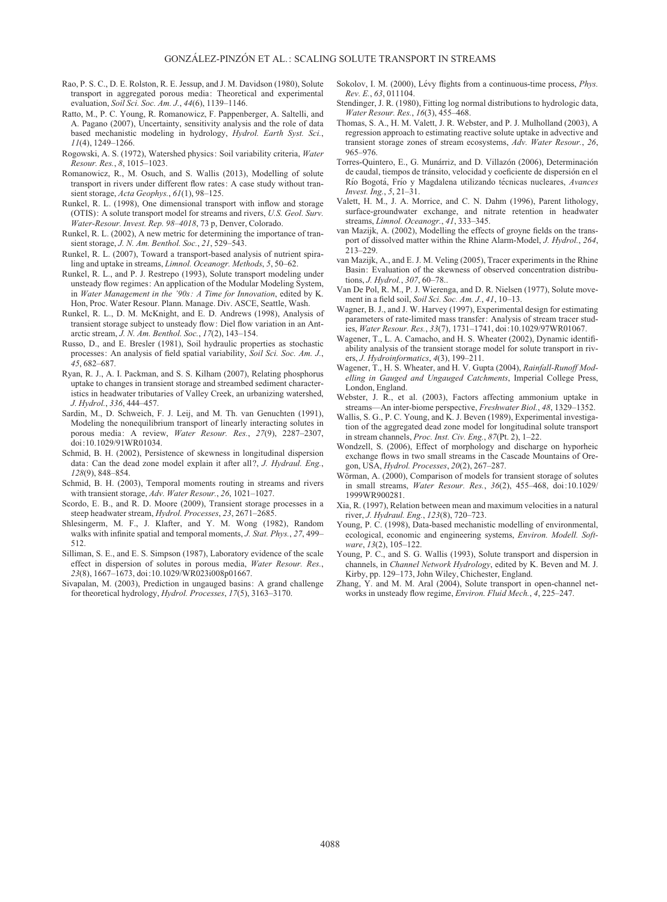Rao, P. S. C., D. E. Rolston, R. E. Jessup, and J. M. Davidson (1980), Solute transport in aggregated porous media: Theoretical and experimental evaluation, *Soil Sci. Soc. Am. J.*, *44*(6), 1139–1146.

Ratto, M., P. C. Young, R. Romanowicz, F. Pappenberger, A. Saltelli, and A. Pagano (2007), Uncertainty, sensitivity analysis and the role of data based mechanistic modeling in hydrology, *Hydrol. Earth Syst. Sci.*, *11*(4), 1249–1266.

Rogowski, A. S. (1972), Watershed physics: Soil variability criteria, *Water Resour. Res.*, *8*, 1015–1023.

Romanowicz, R., M. Osuch, and S. Wallis (2013), Modelling of solute transport in rivers under different flow rates: A case study without transient storage, *Acta Geophys.*, *61*(1), 98–125.

Runkel, R. L. (1998), One dimensional transport with inflow and storage (OTIS): A solute transport model for streams and rivers, *U.S. Geol. Surv. Water-Resour. Invest. Rep. 98–4018*, 73 p, Denver, Colorado.

Runkel, R. L. (2002), A new metric for determining the importance of transient storage, *J. N. Am. Benthol. Soc.*, *21*, 529–543.

Runkel, R. L. (2007), Toward a transport-based analysis of nutrient spiraling and uptake in streams, *Limnol. Oceanogr. Methods*, *5*, 50–62.

Runkel, R. L., and P. J. Restrepo (1993), Solute transport modeling under unsteady flow regimes: An application of the Modular Modeling System, in *Water Management in the '90s: A Time for Innovation*, edited by K. Hon, Proc. Water Resour. Plann. Manage. Div. ASCE, Seattle, Wash.

Runkel, R. L., D. M. McKnight, and E. D. Andrews (1998), Analysis of transient storage subject to unsteady flow: Diel flow variation in an Antarctic stream, *J. N. Am. Benthol. Soc.*, *17*(2), 143–154.

Russo, D., and E. Bresler (1981), Soil hydraulic properties as stochastic processes: An analysis of field spatial variability, *Soil Sci. Soc. Am. J.*, *45*, 682–687.

Ryan, R. J., A. I. Packman, and S. S. Kilham (2007), Relating phosphorus uptake to changes in transient storage and streambed sediment characteristics in headwater tributaries of Valley Creek, an urbanizing watershed, *J. Hydrol.*, *336*, 444–457.

Sardin, M., D. Schweich, F. J. Leij, and M. Th. van Genuchten (1991), Modeling the nonequilibrium transport of linearly interacting solutes in porous media: A review, *Water Resour. Res.*, *27*(9), 2287–2307, doi:10.1029/91WR01034.

Schmid, B. H. (2002), Persistence of skewness in longitudinal dispersion data: Can the dead zone model explain it after all?, *J. Hydraul. Eng.*, *128*(9), 848–854.

Schmid, B. H. (2003), Temporal moments routing in streams and rivers with transient storage, *Adv. Water Resour.*, *26*, 1021–1027.

Scordo, E. B., and R. D. Moore (2009), Transient storage processes in a steep headwater stream, *Hydrol. Processes*, *23*, 2671–2685.

Shlesingerm, M. F., J. Klafter, and Y. M. Wong (1982), Random walks with infinite spatial and temporal moments, *J. Stat. Phys.*, *27*, 499–512.

Silliman, S. E., and E. S. Simpson (1987), Laboratory evidence of the scale effect in dispersion of solutes in porous media, *Water Resour. Res.*, *23*(8), 1667–1673, doi:10.1029/WR023i008p01667.

Sivapalan, M. (2003), Prediction in ungauged basins: A grand challenge for theoretical hydrology, *Hydrol. Processes*, *17*(5), 3163–3170.

Sokolov, I. M. (2000), Lévy flights from a continuous-time process, *Phys. Rev. E.*, *63*, 011104.

Stendinger, J. R. (1980), Fitting log normal distributions to hydrologic data, *Water Resour. Res.*, *16*(3), 455–468.

Thomas, S. A., H. M. Valett, J. R. Webster, and P. J. Mulholland (2003), A regression approach to estimating reactive solute uptake in advective and transient storage zones of stream ecosystems, *Adv. Water Resour.*, *26*, 965–976.

Torres-Quintero, E., G. Munárriz, and D. Villazón (2006), Determinación de caudal, tiempos de tránsito, velocidad y coeficiente de dispersión en el Río Bogotá, Frío y Magdalena utilizando técnicas nucleares, *Avances Invest. Ing.*, *5*, 21–31.

Valett, H. M., J. A. Morrice, and C. N. Dahm (1996), Parent lithology, surface-groundwater exchange, and nitrate retention in headwater streams, *Limnol. Oceanogr.*, *41*, 333–345.

van Mazijk, A. (2002), Modelling the effects of groyne fields on the transport of dissolved matter within the Rhine Alarm-Model, *J. Hydrol.*, *264*, 213–229.

van Mazijk, A., and E. J. M. Veling (2005), Tracer experiments in the Rhine Basin: Evaluation of the skewness of observed concentration distributions, *J. Hydrol.*, *307*, 60–78..

Van De Pol, R. M., P. J. Wierenga, and D. R. Nielsen (1977), Solute movement in a field soil, *Soil Sci. Soc. Am. J.*, *41*, 10–13.

Wagner, B. J., and J. W. Harvey (1997), Experimental design for estimating parameters of rate-limited mass transfer: Analysis of stream tracer studies, *Water Resour. Res.*, *33*(7), 1731–1741, doi:10.1029/97WR01067.

Wagener, T., L. A. Camacho, and H. S. Wheater (2002), Dynamic identifiability analysis of the transient storage model for solute transport in rivers, *J. Hydroinformatics*, *4*(3), 199–211.

Wagener, T., H. S. Wheater, and H. V. Gupta (2004), *Rainfall-Runoff Modelling in Gauged and Ungauged Catchments*, Imperial College Press, London, England.

Webster, J. R., et al. (2003), Factors affecting ammonium uptake in streams—An inter-biome perspective, *Freshwater Biol.*, *48*, 1329–1352.

Wallis, S. G., P. C. Young, and K. J. Beven (1989), Experimental investigation of the aggregated dead zone model for longitudinal solute transport in stream channels, *Proc. Inst. Civ. Eng.*, *87*(Pt. 2), 1–22.

Wondzell, S. (2006), Effect of morphology and discharge on hyporheic exchange flows in two small streams in the Cascade Mountains of Oregon, USA, *Hydrol. Processes*, *20*(2), 267–287.

Wörman, A. (2000), Comparison of models for transient storage of solutes in small streams, *Water Resour. Res.*, *36*(2), 455–468, doi:10.1029/1999WR900281.

Xia, R. (1997), Relation between mean and maximum velocities in a natural river, *J. Hydraul. Eng.*, *123*(8), 720–723.

Young, P. C. (1998), Data-based mechanistic modelling of environmental, ecological, economic and engineering systems, *Environ. Modell. Software*, *13*(2), 105–122.

Young, P. C., and S. G. Wallis (1993), Solute transport and dispersion in channels, in *Channel Network Hydrology*, edited by K. Beven and M. J. Kirby, pp. 129–173, John Wiley, Chichester, England.

Zhang, Y. and M. M. Aral (2004), Solute transport in open-channel networks in unsteady flow regime, *Environ. Fluid Mech.*, *4*, 225–247.